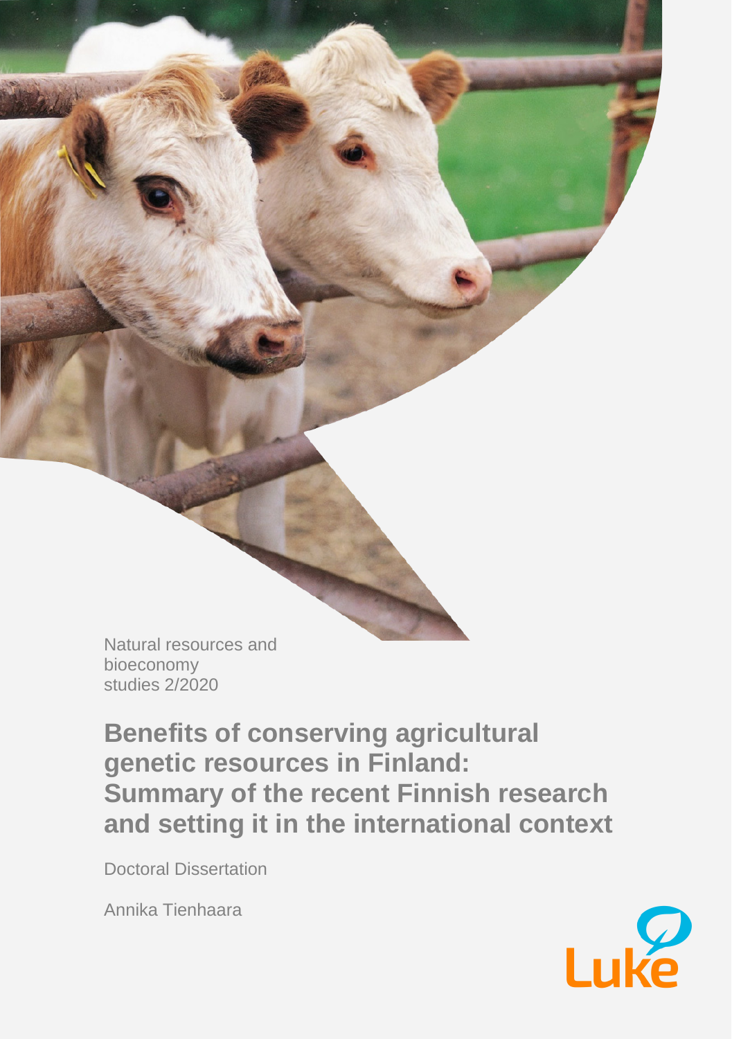Natural resources and bioeconomy studies 2/2020

# Benefits of conserving agricultural genetic resources in Finland: Summary of the recent Finnish research and setting it in the international context

Doctoral Dissertation

Annika Tienhaara

Luke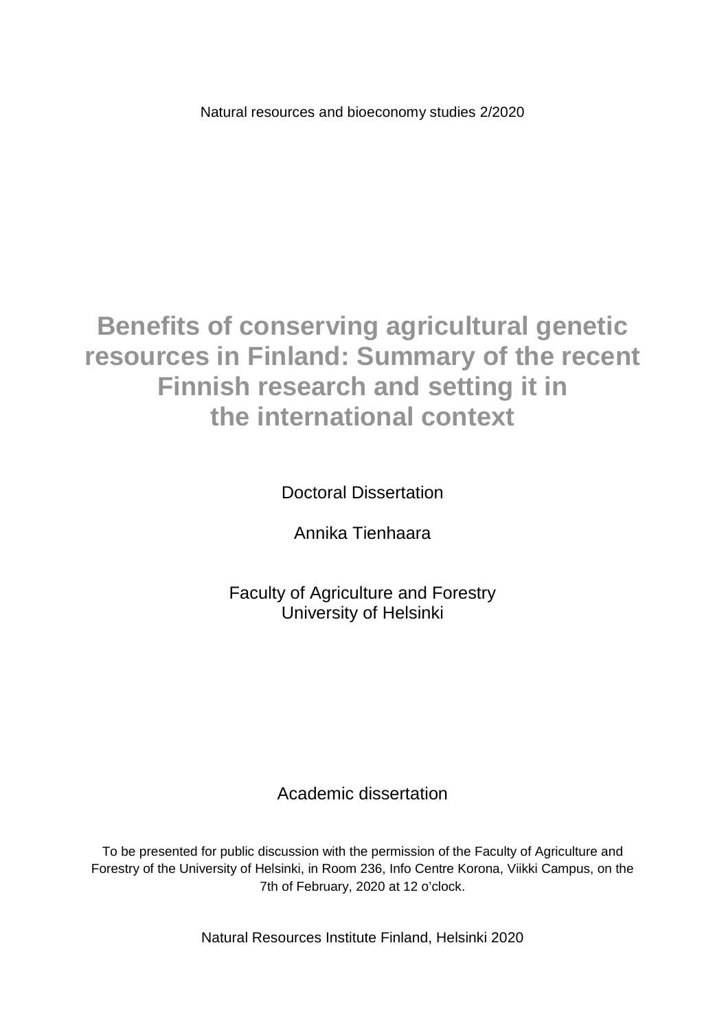Natural resources and bioeconomy studies 2/2020

# Benefits of conserving agricultural genetic resources in Finland: Summary of the recent Finnish research and setting it in the international context

Doctoral Dissertation

Annika Tienhaara

Faculty of Agriculture and Forestry
University of Helsinki

Academic dissertation

To be presented for public discussion with the permission of the Faculty of Agriculture and Forestry of the University of Helsinki, in Room 236, Info Centre Korona, Viikki Campus, on the 7th of February, 2020 at 12 o'clock.

Natural Resources Institute Finland, Helsinki 2020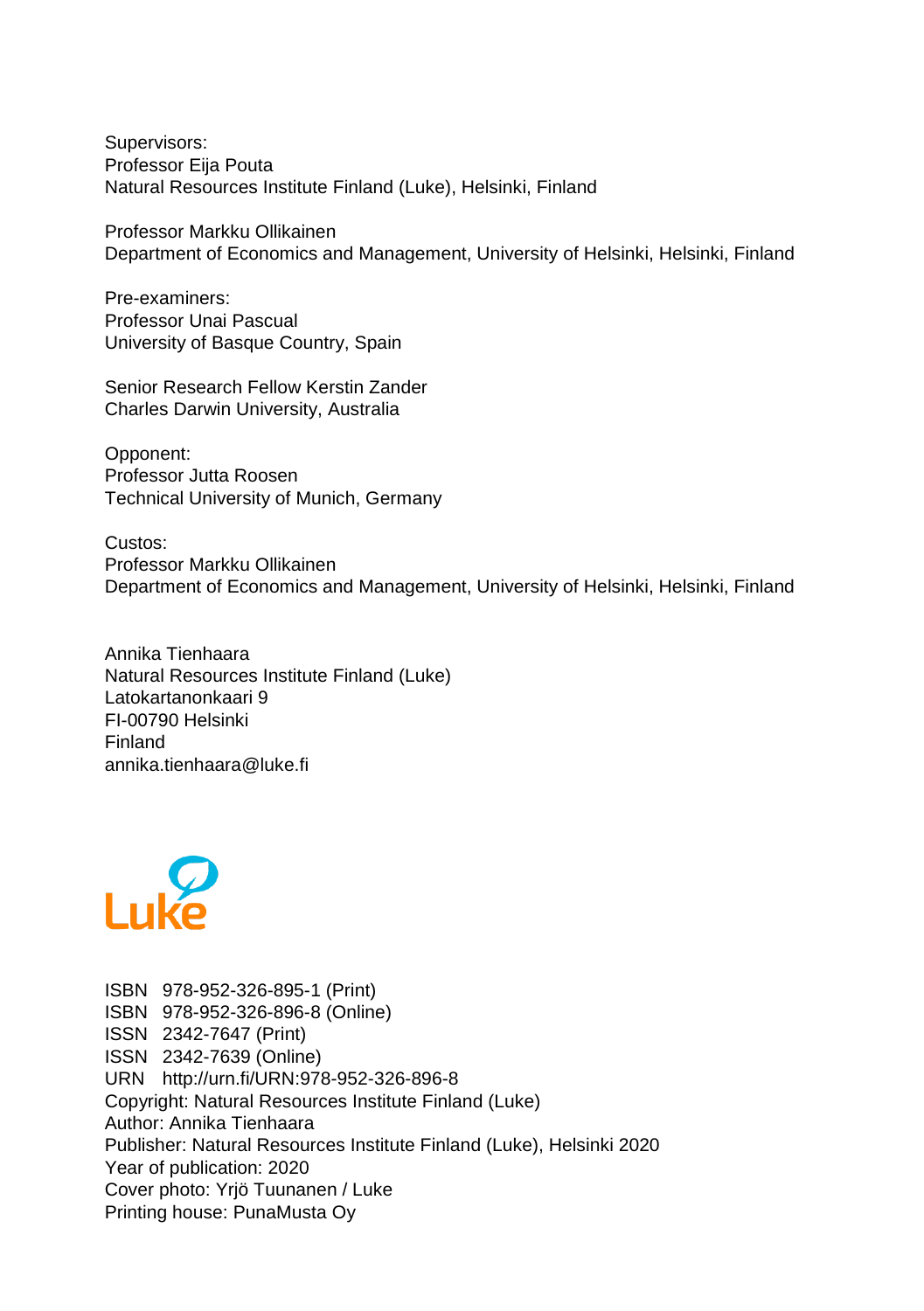Supervisors:
Professor Eija Pouta
Natural Resources Institute Finland (Luke), Helsinki, Finland

Professor Markku Ollikainen
Department of Economics and Management, University of Helsinki, Helsinki, Finland

Pre-examiners:
Professor Unai Pascual
University of Basque Country, Spain

Senior Research Fellow Kerstin Zander
Charles Darwin University, Australia

Opponent:
Professor Jutta Roosen
Technical University of Munich, Germany

Custos:
Professor Markku Ollikainen
Department of Economics and Management, University of Helsinki, Helsinki, Finland

Annika Tienhaara
Natural Resources Institute Finland (Luke)
Latokartanonkaari 9
FI-00790 Helsinki
Finland
annika.tienhaara@luke.fi

Luke

ISBN 978-952-326-895-1 (Print)
ISBN 978-952-326-896-8 (Online)
ISSN 2342-7647 (Print)
ISSN 2342-7639 (Online)
URN http://urn.fi/URN:978-952-326-896-8
Copyright: Natural Resources Institute Finland (Luke)
Author: Annika Tienhaara
Publisher: Natural Resources Institute Finland (Luke), Helsinki 2020
Year of publication: 2020
Cover photo: Yrjö Tuunanen / Luke
Printing house: PunaMusta Oy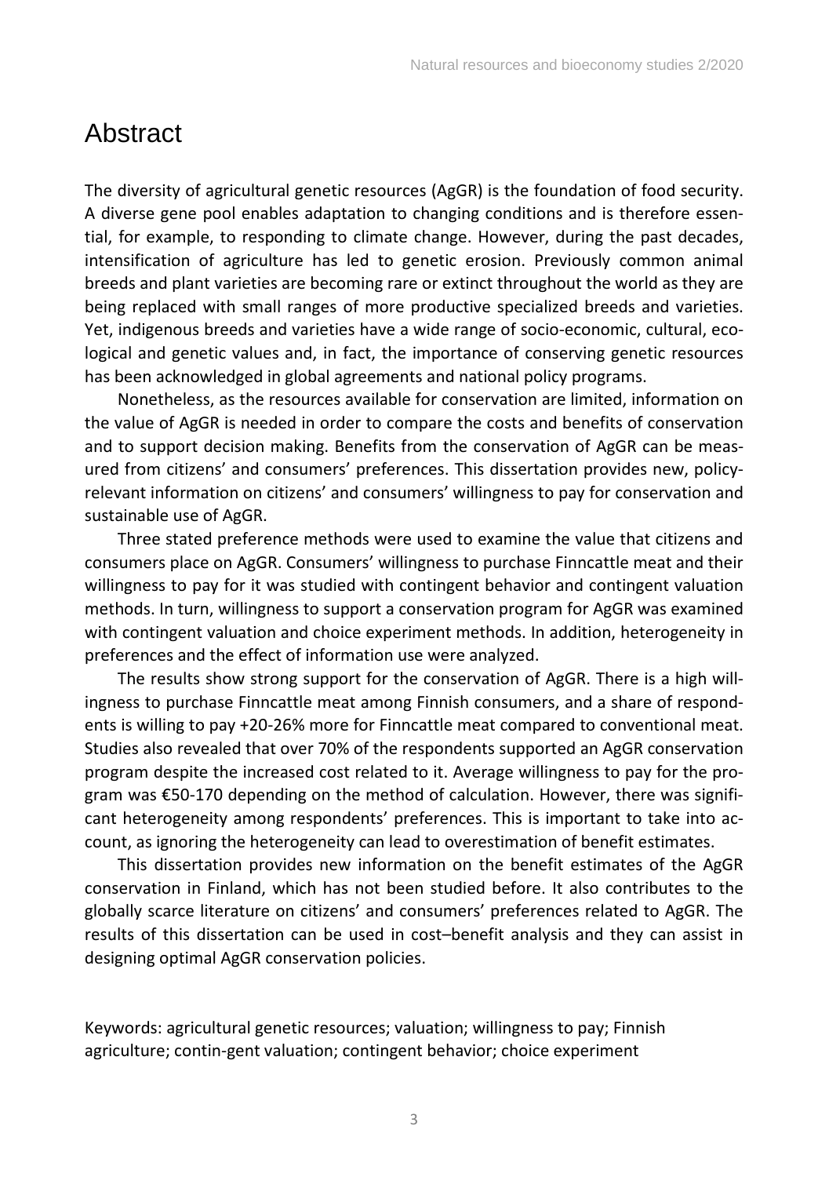# Abstract

The diversity of agricultural genetic resources (AgGR) is the foundation of food security. A diverse gene pool enables adaptation to changing conditions and is therefore essential, for example, to responding to climate change. However, during the past decades, intensification of agriculture has led to genetic erosion. Previously common animal breeds and plant varieties are becoming rare or extinct throughout the world as they are being replaced with small ranges of more productive specialized breeds and varieties. Yet, indigenous breeds and varieties have a wide range of socio-economic, cultural, ecological and genetic values and, in fact, the importance of conserving genetic resources has been acknowledged in global agreements and national policy programs.

Nonetheless, as the resources available for conservation are limited, information on the value of AgGR is needed in order to compare the costs and benefits of conservation and to support decision making. Benefits from the conservation of AgGR can be measured from citizens' and consumers' preferences. This dissertation provides new, policy-relevant information on citizens' and consumers' willingness to pay for conservation and sustainable use of AgGR.

Three stated preference methods were used to examine the value that citizens and consumers place on AgGR. Consumers' willingness to purchase Finncattle meat and their willingness to pay for it was studied with contingent behavior and contingent valuation methods. In turn, willingness to support a conservation program for AgGR was examined with contingent valuation and choice experiment methods. In addition, heterogeneity in preferences and the effect of information use were analyzed.

The results show strong support for the conservation of AgGR. There is a high willingness to purchase Finncattle meat among Finnish consumers, and a share of respondents is willing to pay +20-26% more for Finncattle meat compared to conventional meat. Studies also revealed that over 70% of the respondents supported an AgGR conservation program despite the increased cost related to it. Average willingness to pay for the program was €50-170 depending on the method of calculation. However, there was significant heterogeneity among respondents' preferences. This is important to take into account, as ignoring the heterogeneity can lead to overestimation of benefit estimates.

This dissertation provides new information on the benefit estimates of the AgGR conservation in Finland, which has not been studied before. It also contributes to the globally scarce literature on citizens' and consumers' preferences related to AgGR. The results of this dissertation can be used in cost–benefit analysis and they can assist in designing optimal AgGR conservation policies.

Keywords: agricultural genetic resources; valuation; willingness to pay; Finnish agriculture; contin-gent valuation; contingent behavior; choice experiment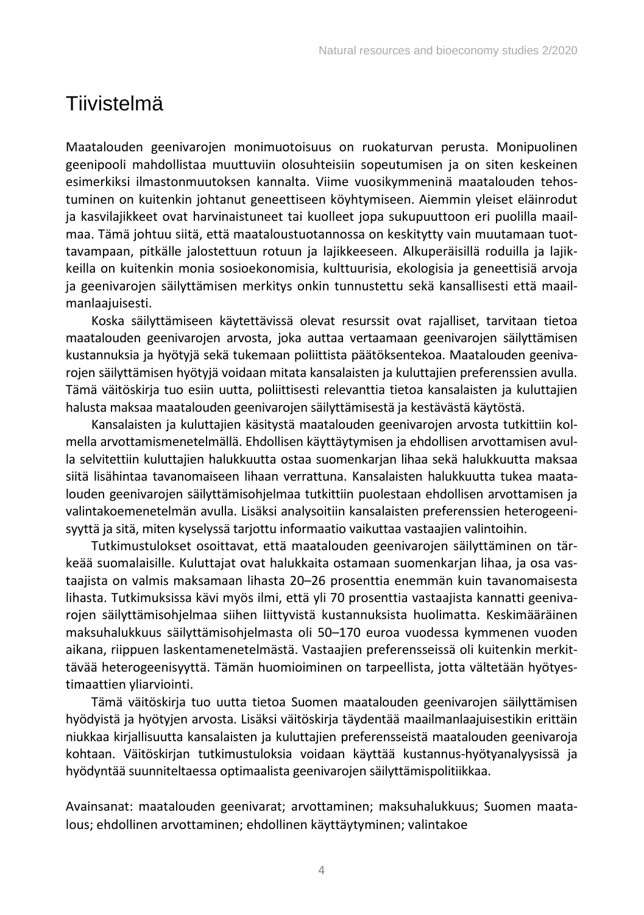# Tiivistelmä

Maatalouden geenivarojen monimuotoisuus on ruokaturvan perusta. Monipuolinen geenipooli mahdollistaa muuttuviin olosuhteisiin sopeutumisen ja on siten keskeinen esimerkiksi ilmastonmuutoksen kannalta. Viime vuosikymmeninä maatalouden tehostuminen on kuitenkin johtanut geneettiseen köyhtymiseen. Aiemmin yleiset eläinrodut ja kasvilajikkeet ovat harvinaistuneet tai kuolleet jopa sukupuuttoon eri puolilla maailmaa. Tämä johtuu siitä, että maataloustuotannossa on keskitytty vain muutamaan tuottavampaan, pitkälle jalostettuun rotuun ja lajikkeeseen. Alkuperäisillä roduilla ja lajikkeilla on kuitenkin monia sosioekonomisia, kulttuurisia, ekologisia ja geneettisiä arvoja ja geenivarojen säilyttämisen merkitys onkin tunnustettu sekä kansallisesti että maailmanlaajuisesti.

Koska säilyttämiseen käytettävissä olevat resurssit ovat rajalliset, tarvitaan tietoa maatalouden geenivarojen arvosta, joka auttaa vertaamaan geenivarojen säilyttämisen kustannuksia ja hyötyjä sekä tukemaan poliittista päätöksentekoa. Maatalouden geenivarojen säilyttämisen hyötyjä voidaan mitata kansalaisten ja kuluttajien preferenssien avulla. Tämä väitöskirja tuo esiin uutta, poliittisesti relevanttia tietoa kansalaisten ja kuluttajien halusta maksaa maatalouden geenivarojen säilyttämisestä ja kestävästä käytöstä.

Kansalaisten ja kuluttajien käsitystä maatalouden geenivarojen arvosta tutkittiin kolmella arvottamismenetelmällä. Ehdollisen käyttäytymisen ja ehdollisen arvottamisen avulla selvitettiin kuluttajien halukkuutta ostaa suomenkarjan lihaa sekä halukkuutta maksaa siitä lisähintaa tavanomaiseen lihaan verrattuna. Kansalaisten halukkuutta tukea maatalouden geenivarojen säilyttämisohjelmaa tutkittiin puolestaan ehdollisen arvottamisen ja valintakoemenetelmän avulla. Lisäksi analysoitiin kansalaisten preferenssien heterogeenisyyttä ja sitä, miten kyselyssä tarjottu informaatio vaikuttaa vastaajien valintoihin.

Tutkimustulokset osoittavat, että maatalouden geenivarojen säilyttäminen on tärkeää suomalaisille. Kuluttajat ovat halukkaita ostamaan suomenkarjan lihaa, ja osa vastaajista on valmis maksamaan lihasta 20–26 prosenttia enemmän kuin tavanomaisesta lihasta. Tutkimuksissa kävi myös ilmi, että yli 70 prosenttia vastaajista kannatti geenivarojen säilyttämisohjelmaa siihen liittyvistä kustannuksista huolimatta. Keskimääräinen maksuhalukkuus säilyttämisohjelmasta oli 50–170 euroa vuodessa kymmenen vuoden aikana, riippuen laskentamenetelmästä. Vastaajien preferensseissä oli kuitenkin merkittävää heterogeenisyyttä. Tämän huomioiminen on tarpeellista, jotta vältetään hyötyestimaattien yliarviointi.

Tämä väitöskirja tuo uutta tietoa Suomen maatalouden geenivarojen säilyttämisen hyödyistä ja hyötyjen arvosta. Lisäksi väitöskirja täydentää maailmanlaajuisestikin erittäin niukkaa kirjallisuutta kansalaisten ja kuluttajien preferensseistä maatalouden geenivaroja kohtaan. Väitöskirjan tutkimustuloksia voidaan käyttää kustannus-hyötyanalyysissä ja hyödyntää suunniteltaessa optimaalista geenivarojen säilyttämispolitiikkaa.

Avainsanat: maatalouden geenivarat; arvottaminen; maksuhalukkuus; Suomen maatalous; ehdollinen arvottaminen; ehdollinen käyttäytyminen; valintakoe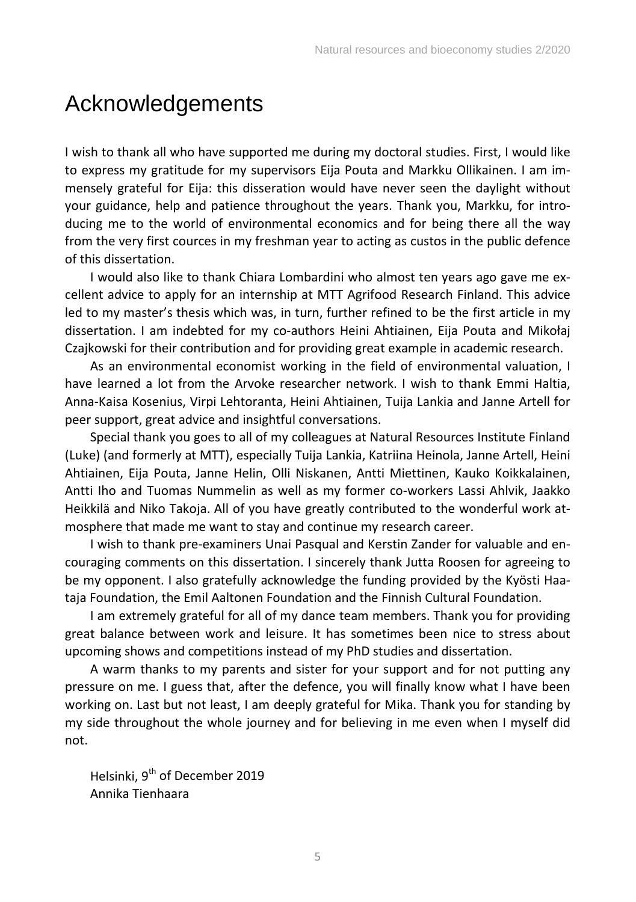# Acknowledgements

I wish to thank all who have supported me during my doctoral studies. First, I would like to express my gratitude for my supervisors Eija Pouta and Markku Ollikainen. I am immensely grateful for Eija: this disseration would have never seen the daylight without your guidance, help and patience throughout the years. Thank you, Markku, for introducing me to the world of environmental economics and for being there all the way from the very first cources in my freshman year to acting as custos in the public defence of this dissertation.

I would also like to thank Chiara Lombardini who almost ten years ago gave me excellent advice to apply for an internship at MTT Agrifood Research Finland. This advice led to my master's thesis which was, in turn, further refined to be the first article in my dissertation. I am indebted for my co-authors Heini Ahtiainen, Eija Pouta and Mikołaj Czajkowski for their contribution and for providing great example in academic research.

As an environmental economist working in the field of environmental valuation, I have learned a lot from the Arvoke researcher network. I wish to thank Emmi Haltia, Anna-Kaisa Kosenius, Virpi Lehtoranta, Heini Ahtiainen, Tuija Lankia and Janne Artell for peer support, great advice and insightful conversations.

Special thank you goes to all of my colleagues at Natural Resources Institute Finland (Luke) (and formerly at MTT), especially Tuija Lankia, Katriina Heinola, Janne Artell, Heini Ahtiainen, Eija Pouta, Janne Helin, Olli Niskanen, Antti Miettinen, Kauko Koikkalainen, Antti Iho and Tuomas Nummelin as well as my former co-workers Lassi Ahlvik, Jaakko Heikkilä and Niko Takoja. All of you have greatly contributed to the wonderful work atmosphere that made me want to stay and continue my research career.

I wish to thank pre-examiners Unai Pasqual and Kerstin Zander for valuable and encouraging comments on this dissertation. I sincerely thank Jutta Roosen for agreeing to be my opponent. I also gratefully acknowledge the funding provided by the Kyösti Haataja Foundation, the Emil Aaltonen Foundation and the Finnish Cultural Foundation.

I am extremely grateful for all of my dance team members. Thank you for providing great balance between work and leisure. It has sometimes been nice to stress about upcoming shows and competitions instead of my PhD studies and dissertation.

A warm thanks to my parents and sister for your support and for not putting any pressure on me. I guess that, after the defence, you will finally know what I have been working on. Last but not least, I am deeply grateful for Mika. Thank you for standing by my side throughout the whole journey and for believing in me even when I myself did not.

Helsinki, 9th of December 2019
Annika Tienhaara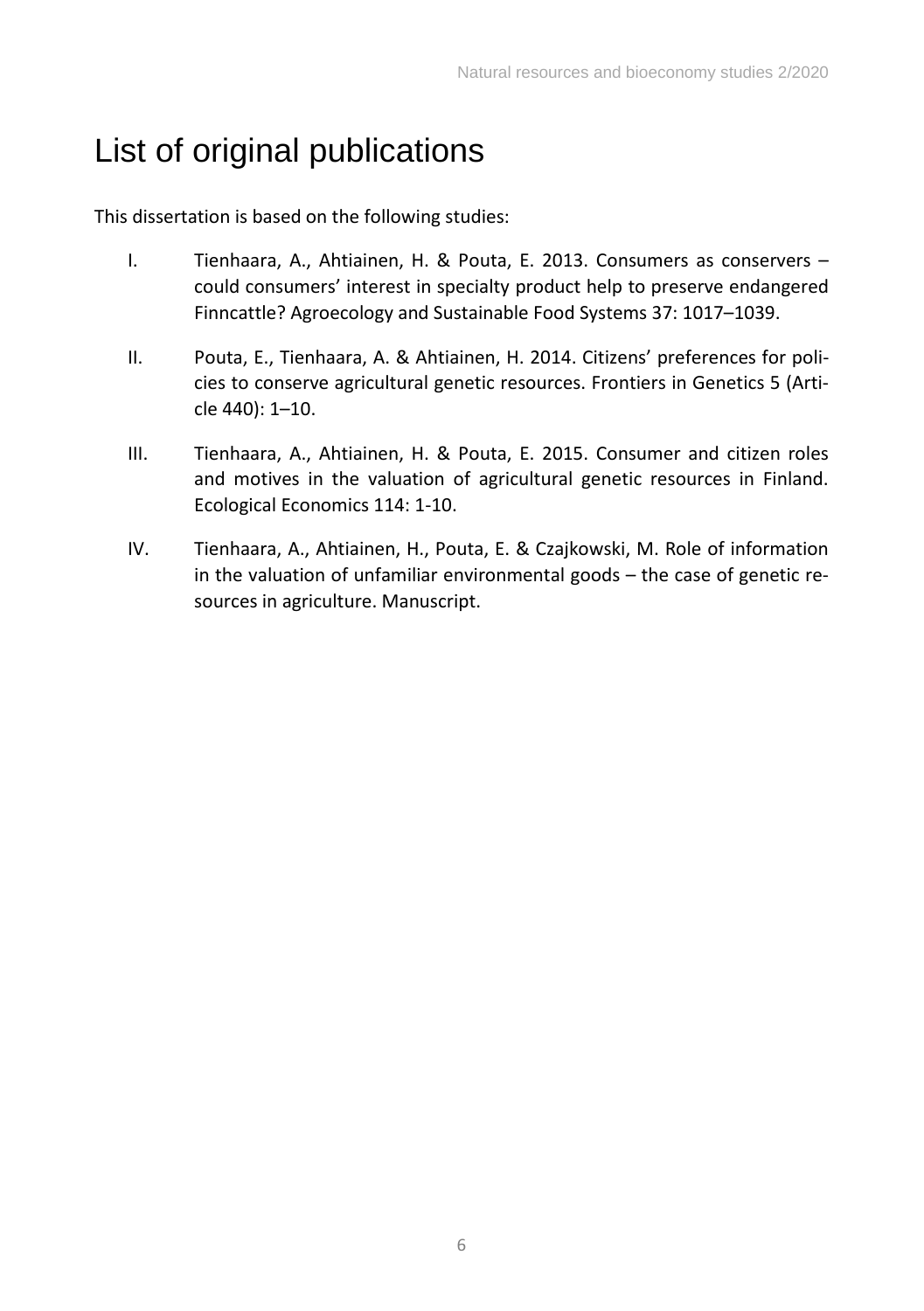# List of original publications

This dissertation is based on the following studies:

I. Tienhaara, A., Ahtiainen, H. & Pouta, E. 2013. Consumers as conservers – could consumers' interest in specialty product help to preserve endangered Finncattle? Agroecology and Sustainable Food Systems 37: 1017–1039.

II. Pouta, E., Tienhaara, A. & Ahtiainen, H. 2014. Citizens' preferences for policies to conserve agricultural genetic resources. Frontiers in Genetics 5 (Article 440): 1–10.

III. Tienhaara, A., Ahtiainen, H. & Pouta, E. 2015. Consumer and citizen roles and motives in the valuation of agricultural genetic resources in Finland. Ecological Economics 114: 1-10.

IV. Tienhaara, A., Ahtiainen, H., Pouta, E. & Czajkowski, M. Role of information in the valuation of unfamiliar environmental goods – the case of genetic resources in agriculture. Manuscript.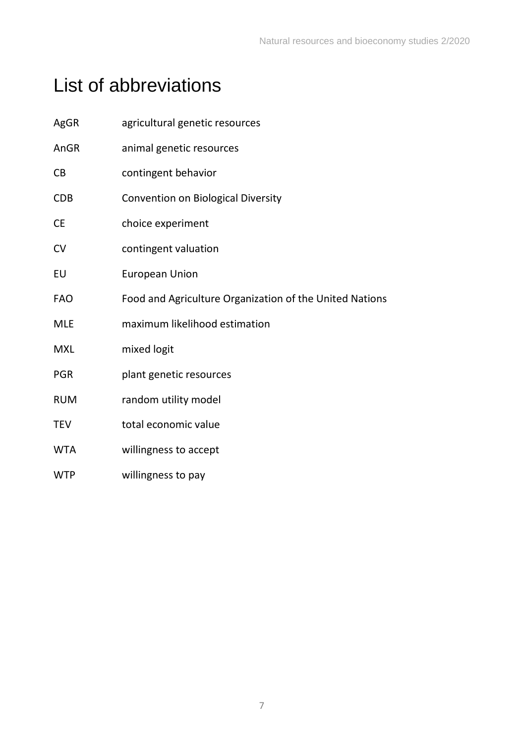# List of abbreviations

| | |
|---|---|
| AgGR | agricultural genetic resources |
| AnGR | animal genetic resources |
| CB | contingent behavior |
| CDB | Convention on Biological Diversity |
| CE | choice experiment |
| CV | contingent valuation |
| EU | European Union |
| FAO | Food and Agriculture Organization of the United Nations |
| MLE | maximum likelihood estimation |
| MXL | mixed logit |
| PGR | plant genetic resources |
| RUM | random utility model |
| TEV | total economic value |
| WTA | willingness to accept |
| WTP | willingness to pay |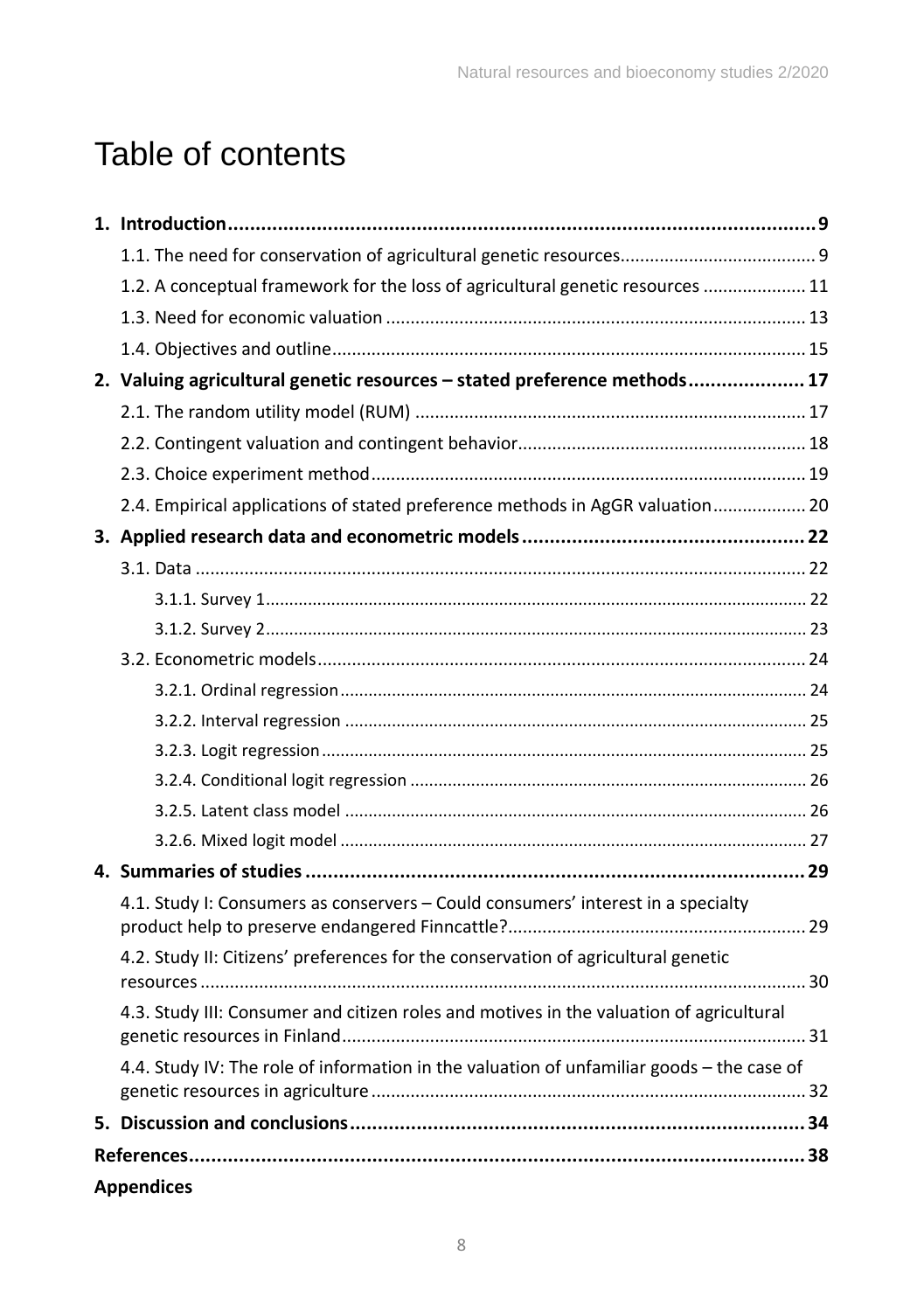# Table of contents

**1. Introduction ... 9**

- 1.1. The need for conservation of agricultural genetic resources ... 9
- 1.2. A conceptual framework for the loss of agricultural genetic resources ... 11
- 1.3. Need for economic valuation ... 13
- 1.4. Objectives and outline ... 15

**2. Valuing agricultural genetic resources – stated preference methods ... 17**

- 2.1. The random utility model (RUM) ... 17
- 2.2. Contingent valuation and contingent behavior ... 18
- 2.3. Choice experiment method ... 19
- 2.4. Empirical applications of stated preference methods in AgGR valuation ... 20

**3. Applied research data and econometric models ... 22**

- 3.1. Data ... 22
  - 3.1.1. Survey 1 ... 22
  - 3.1.2. Survey 2 ... 23
- 3.2. Econometric models ... 24
  - 3.2.1. Ordinal regression ... 24
  - 3.2.2. Interval regression ... 25
  - 3.2.3. Logit regression ... 25
  - 3.2.4. Conditional logit regression ... 26
  - 3.2.5. Latent class model ... 26
  - 3.2.6. Mixed logit model ... 27

**4. Summaries of studies ... 29**

- 4.1. Study I: Consumers as conservers – Could consumers' interest in a specialty product help to preserve endangered Finncattle? ... 29
- 4.2. Study II: Citizens' preferences for the conservation of agricultural genetic resources ... 30
- 4.3. Study III: Consumer and citizen roles and motives in the valuation of agricultural genetic resources in Finland ... 31
- 4.4. Study IV: The role of information in the valuation of unfamiliar goods – the case of genetic resources in agriculture ... 32

**5. Discussion and conclusions ... 34**

**References ... 38**

**Appendices**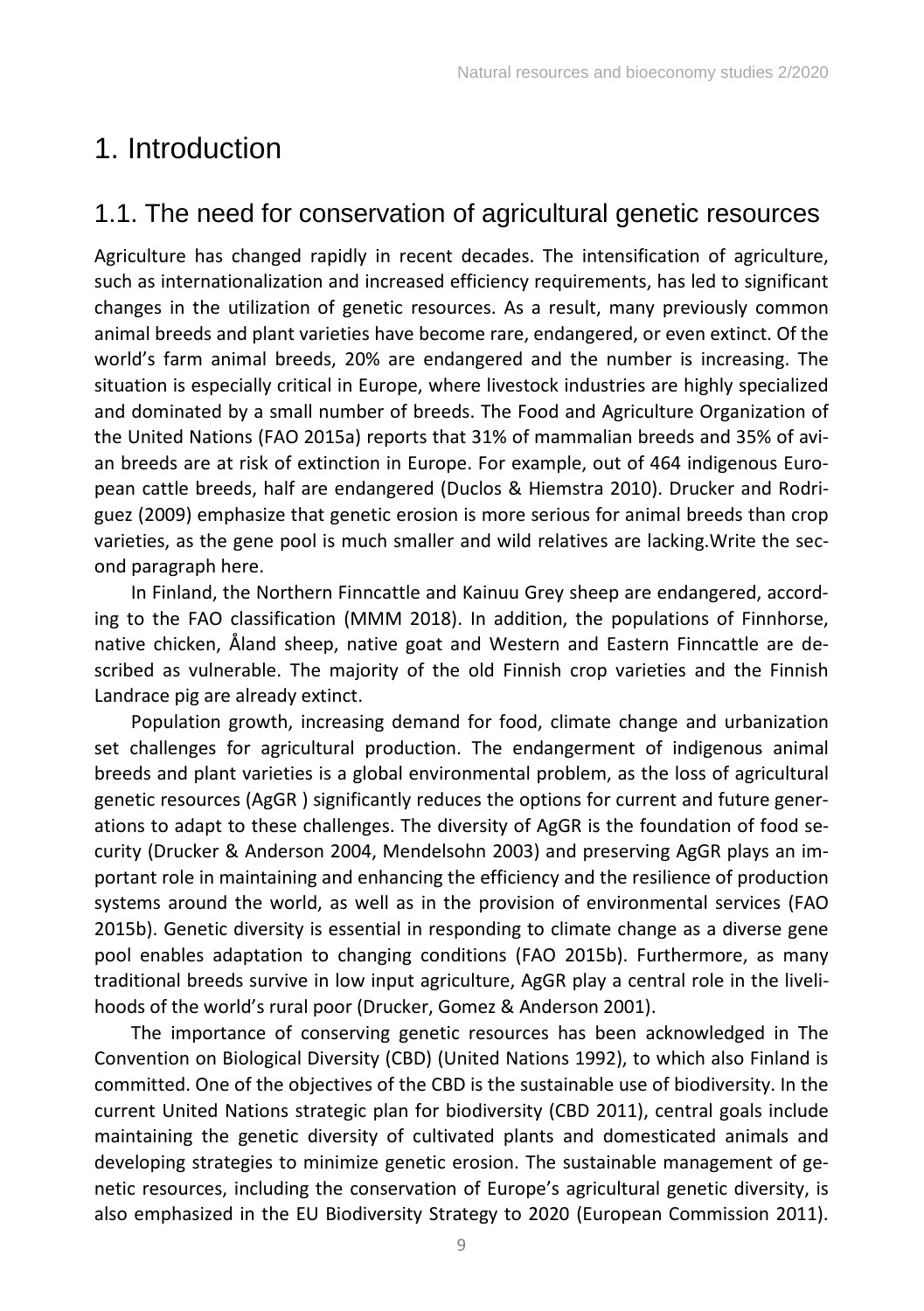# 1. Introduction

## 1.1. The need for conservation of agricultural genetic resources

Agriculture has changed rapidly in recent decades. The intensification of agriculture, such as internationalization and increased efficiency requirements, has led to significant changes in the utilization of genetic resources. As a result, many previously common animal breeds and plant varieties have become rare, endangered, or even extinct. Of the world's farm animal breeds, 20% are endangered and the number is increasing. The situation is especially critical in Europe, where livestock industries are highly specialized and dominated by a small number of breeds. The Food and Agriculture Organization of the United Nations (FAO 2015a) reports that 31% of mammalian breeds and 35% of avian breeds are at risk of extinction in Europe. For example, out of 464 indigenous European cattle breeds, half are endangered (Duclos & Hiemstra 2010). Drucker and Rodriguez (2009) emphasize that genetic erosion is more serious for animal breeds than crop varieties, as the gene pool is much smaller and wild relatives are lacking.Write the second paragraph here.

In Finland, the Northern Finncattle and Kainuu Grey sheep are endangered, according to the FAO classification (MMM 2018). In addition, the populations of Finnhorse, native chicken, Åland sheep, native goat and Western and Eastern Finncattle are described as vulnerable. The majority of the old Finnish crop varieties and the Finnish Landrace pig are already extinct.

Population growth, increasing demand for food, climate change and urbanization set challenges for agricultural production. The endangerment of indigenous animal breeds and plant varieties is a global environmental problem, as the loss of agricultural genetic resources (AgGR ) significantly reduces the options for current and future generations to adapt to these challenges. The diversity of AgGR is the foundation of food security (Drucker & Anderson 2004, Mendelsohn 2003) and preserving AgGR plays an important role in maintaining and enhancing the efficiency and the resilience of production systems around the world, as well as in the provision of environmental services (FAO 2015b). Genetic diversity is essential in responding to climate change as a diverse gene pool enables adaptation to changing conditions (FAO 2015b). Furthermore, as many traditional breeds survive in low input agriculture, AgGR play a central role in the livelihoods of the world's rural poor (Drucker, Gomez & Anderson 2001).

The importance of conserving genetic resources has been acknowledged in The Convention on Biological Diversity (CBD) (United Nations 1992), to which also Finland is committed. One of the objectives of the CBD is the sustainable use of biodiversity. In the current United Nations strategic plan for biodiversity (CBD 2011), central goals include maintaining the genetic diversity of cultivated plants and domesticated animals and developing strategies to minimize genetic erosion. The sustainable management of genetic resources, including the conservation of Europe's agricultural genetic diversity, is also emphasized in the EU Biodiversity Strategy to 2020 (European Commission 2011).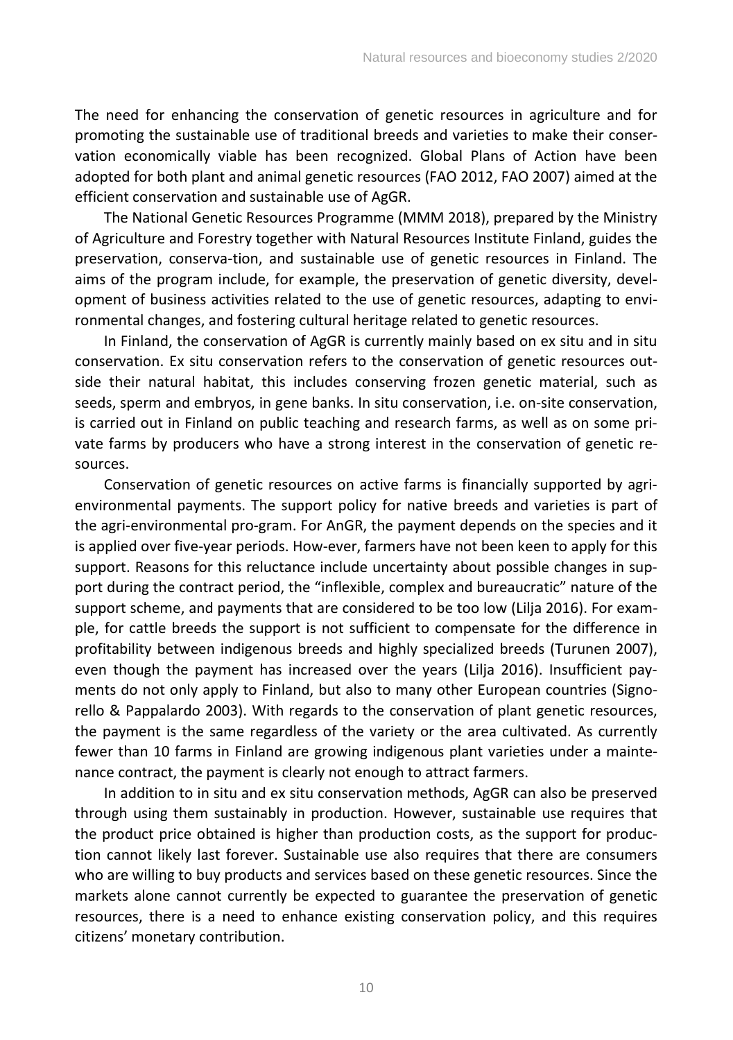The need for enhancing the conservation of genetic resources in agriculture and for promoting the sustainable use of traditional breeds and varieties to make their conservation economically viable has been recognized. Global Plans of Action have been adopted for both plant and animal genetic resources (FAO 2012, FAO 2007) aimed at the efficient conservation and sustainable use of AgGR.

The National Genetic Resources Programme (MMM 2018), prepared by the Ministry of Agriculture and Forestry together with Natural Resources Institute Finland, guides the preservation, conserva-tion, and sustainable use of genetic resources in Finland. The aims of the program include, for example, the preservation of genetic diversity, development of business activities related to the use of genetic resources, adapting to environmental changes, and fostering cultural heritage related to genetic resources.

In Finland, the conservation of AgGR is currently mainly based on ex situ and in situ conservation. Ex situ conservation refers to the conservation of genetic resources outside their natural habitat, this includes conserving frozen genetic material, such as seeds, sperm and embryos, in gene banks. In situ conservation, i.e. on-site conservation, is carried out in Finland on public teaching and research farms, as well as on some private farms by producers who have a strong interest in the conservation of genetic resources.

Conservation of genetic resources on active farms is financially supported by agri-environmental payments. The support policy for native breeds and varieties is part of the agri-environmental pro-gram. For AnGR, the payment depends on the species and it is applied over five-year periods. How-ever, farmers have not been keen to apply for this support. Reasons for this reluctance include uncertainty about possible changes in support during the contract period, the "inflexible, complex and bureaucratic" nature of the support scheme, and payments that are considered to be too low (Lilja 2016). For example, for cattle breeds the support is not sufficient to compensate for the difference in profitability between indigenous breeds and highly specialized breeds (Turunen 2007), even though the payment has increased over the years (Lilja 2016). Insufficient payments do not only apply to Finland, but also to many other European countries (Signorello & Pappalardo 2003). With regards to the conservation of plant genetic resources, the payment is the same regardless of the variety or the area cultivated. As currently fewer than 10 farms in Finland are growing indigenous plant varieties under a maintenance contract, the payment is clearly not enough to attract farmers.

In addition to in situ and ex situ conservation methods, AgGR can also be preserved through using them sustainably in production. However, sustainable use requires that the product price obtained is higher than production costs, as the support for production cannot likely last forever. Sustainable use also requires that there are consumers who are willing to buy products and services based on these genetic resources. Since the markets alone cannot currently be expected to guarantee the preservation of genetic resources, there is a need to enhance existing conservation policy, and this requires citizens' monetary contribution.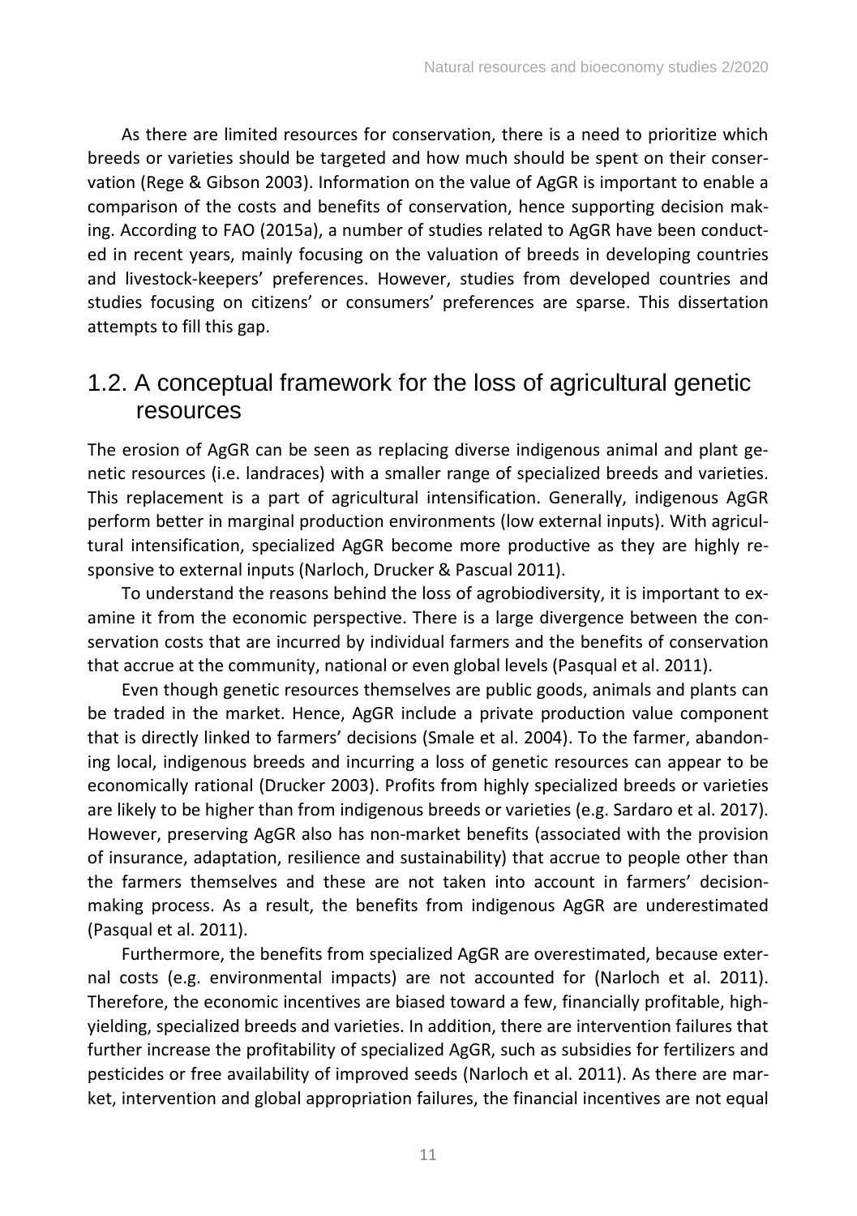As there are limited resources for conservation, there is a need to prioritize which breeds or varieties should be targeted and how much should be spent on their conservation (Rege & Gibson 2003). Information on the value of AgGR is important to enable a comparison of the costs and benefits of conservation, hence supporting decision making. According to FAO (2015a), a number of studies related to AgGR have been conducted in recent years, mainly focusing on the valuation of breeds in developing countries and livestock-keepers' preferences. However, studies from developed countries and studies focusing on citizens' or consumers' preferences are sparse. This dissertation attempts to fill this gap.

## 1.2. A conceptual framework for the loss of agricultural genetic resources

The erosion of AgGR can be seen as replacing diverse indigenous animal and plant genetic resources (i.e. landraces) with a smaller range of specialized breeds and varieties. This replacement is a part of agricultural intensification. Generally, indigenous AgGR perform better in marginal production environments (low external inputs). With agricultural intensification, specialized AgGR become more productive as they are highly responsive to external inputs (Narloch, Drucker & Pascual 2011).

To understand the reasons behind the loss of agrobiodiversity, it is important to examine it from the economic perspective. There is a large divergence between the conservation costs that are incurred by individual farmers and the benefits of conservation that accrue at the community, national or even global levels (Pasqual et al. 2011).

Even though genetic resources themselves are public goods, animals and plants can be traded in the market. Hence, AgGR include a private production value component that is directly linked to farmers' decisions (Smale et al. 2004). To the farmer, abandoning local, indigenous breeds and incurring a loss of genetic resources can appear to be economically rational (Drucker 2003). Profits from highly specialized breeds or varieties are likely to be higher than from indigenous breeds or varieties (e.g. Sardaro et al. 2017). However, preserving AgGR also has non-market benefits (associated with the provision of insurance, adaptation, resilience and sustainability) that accrue to people other than the farmers themselves and these are not taken into account in farmers' decision-making process. As a result, the benefits from indigenous AgGR are underestimated (Pasqual et al. 2011).

Furthermore, the benefits from specialized AgGR are overestimated, because external costs (e.g. environmental impacts) are not accounted for (Narloch et al. 2011). Therefore, the economic incentives are biased toward a few, financially profitable, high-yielding, specialized breeds and varieties. In addition, there are intervention failures that further increase the profitability of specialized AgGR, such as subsidies for fertilizers and pesticides or free availability of improved seeds (Narloch et al. 2011). As there are market, intervention and global appropriation failures, the financial incentives are not equal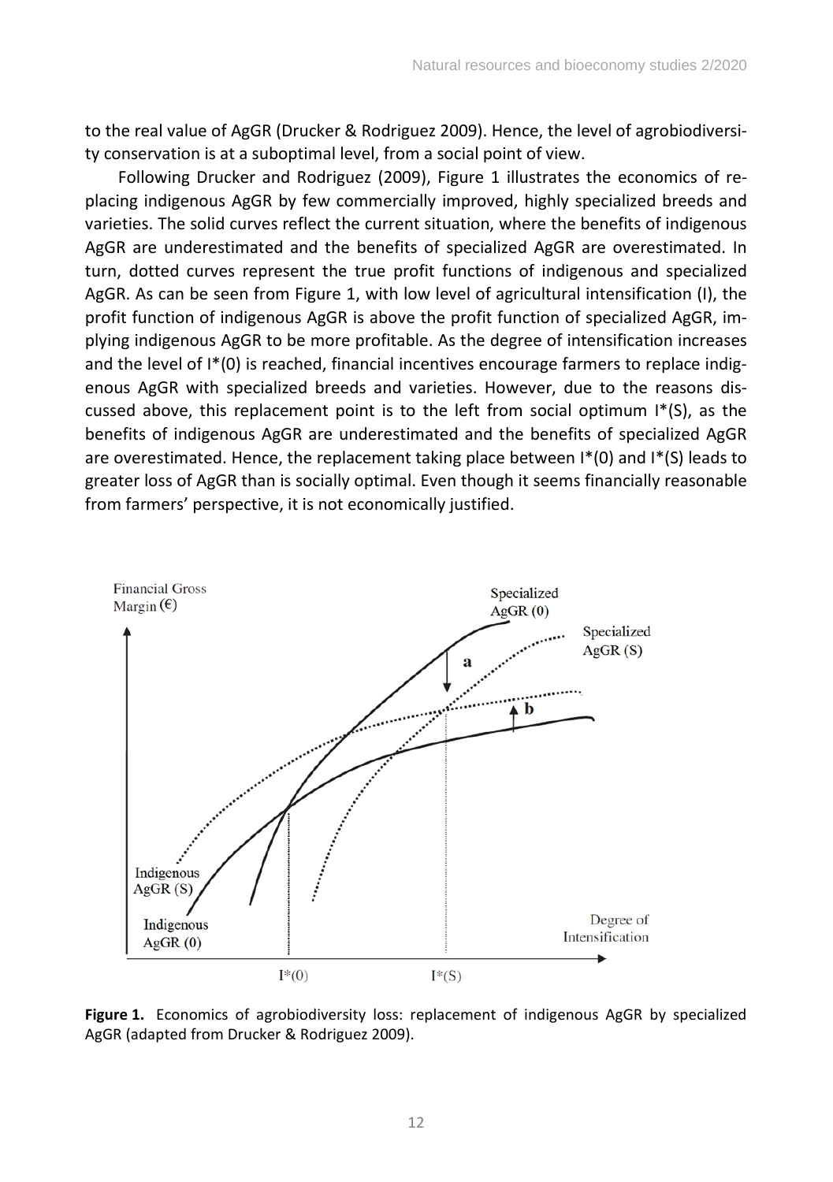to the real value of AgGR (Drucker & Rodriguez 2009). Hence, the level of agrobiodiversity conservation is at a suboptimal level, from a social point of view.

Following Drucker and Rodriguez (2009), Figure 1 illustrates the economics of replacing indigenous AgGR by few commercially improved, highly specialized breeds and varieties. The solid curves reflect the current situation, where the benefits of indigenous AgGR are underestimated and the benefits of specialized AgGR are overestimated. In turn, dotted curves represent the true profit functions of indigenous and specialized AgGR. As can be seen from Figure 1, with low level of agricultural intensification (I), the profit function of indigenous AgGR is above the profit function of specialized AgGR, implying indigenous AgGR to be more profitable. As the degree of intensification increases and the level of I*(0) is reached, financial incentives encourage farmers to replace indigenous AgGR with specialized breeds and varieties. However, due to the reasons discussed above, this replacement point is to the left from social optimum I*(S), as the benefits of indigenous AgGR are underestimated and the benefits of specialized AgGR are overestimated. Hence, the replacement taking place between I*(0) and I*(S) leads to greater loss of AgGR than is socially optimal. Even though it seems financially reasonable from farmers' perspective, it is not economically justified.

**Figure 1.** Economics of agrobiodiversity loss: replacement of indigenous AgGR by specialized AgGR (adapted from Drucker & Rodriguez 2009).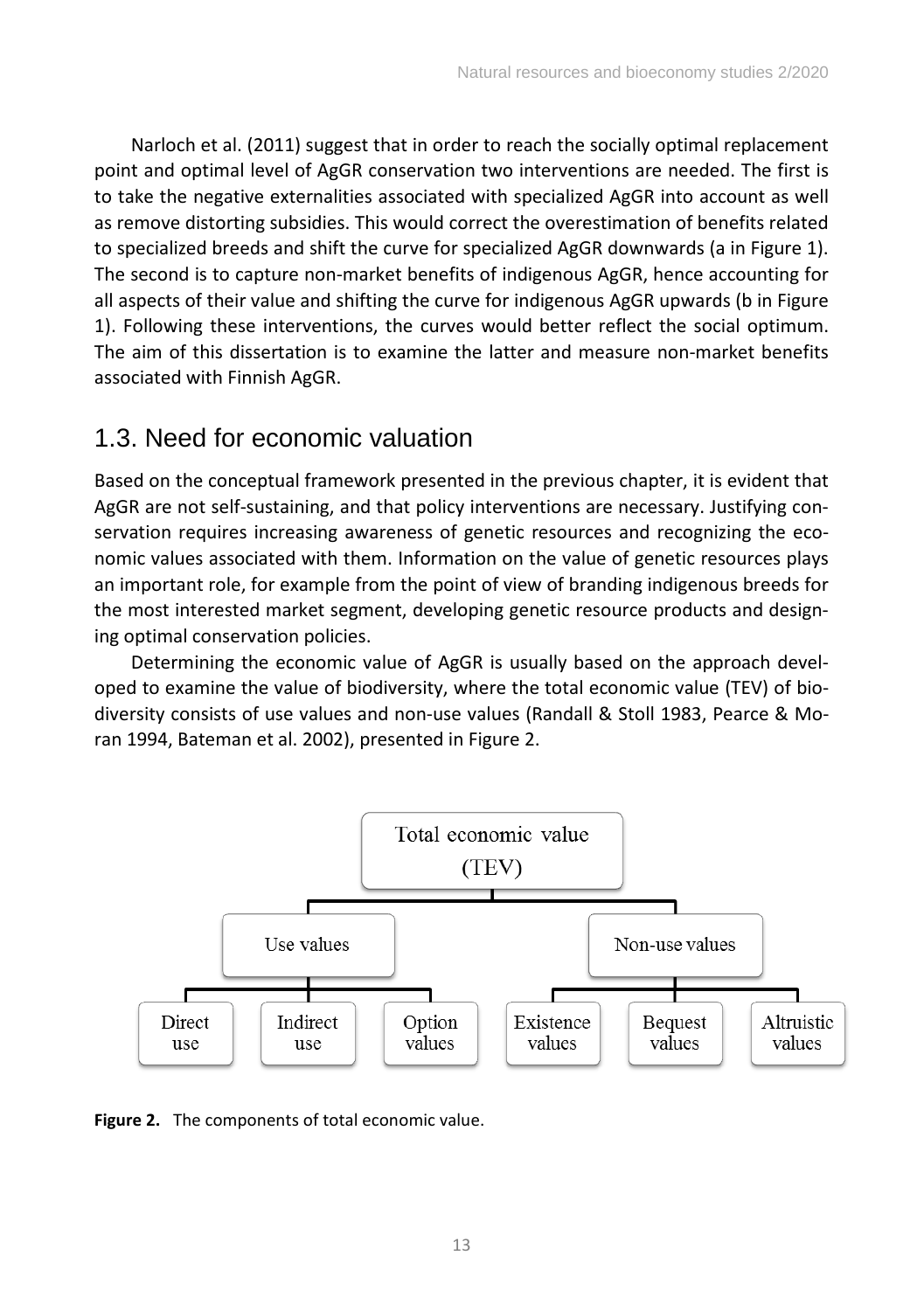Narloch et al. (2011) suggest that in order to reach the socially optimal replacement point and optimal level of AgGR conservation two interventions are needed. The first is to take the negative externalities associated with specialized AgGR into account as well as remove distorting subsidies. This would correct the overestimation of benefits related to specialized breeds and shift the curve for specialized AgGR downwards (a in Figure 1). The second is to capture non-market benefits of indigenous AgGR, hence accounting for all aspects of their value and shifting the curve for indigenous AgGR upwards (b in Figure 1). Following these interventions, the curves would better reflect the social optimum. The aim of this dissertation is to examine the latter and measure non-market benefits associated with Finnish AgGR.

## 1.3. Need for economic valuation

Based on the conceptual framework presented in the previous chapter, it is evident that AgGR are not self-sustaining, and that policy interventions are necessary. Justifying conservation requires increasing awareness of genetic resources and recognizing the economic values associated with them. Information on the value of genetic resources plays an important role, for example from the point of view of branding indigenous breeds for the most interested market segment, developing genetic resource products and designing optimal conservation policies.

Determining the economic value of AgGR is usually based on the approach developed to examine the value of biodiversity, where the total economic value (TEV) of biodiversity consists of use values and non-use values (Randall & Stoll 1983, Pearce & Moran 1994, Bateman et al. 2002), presented in Figure 2.

**Figure 2.** The components of total economic value.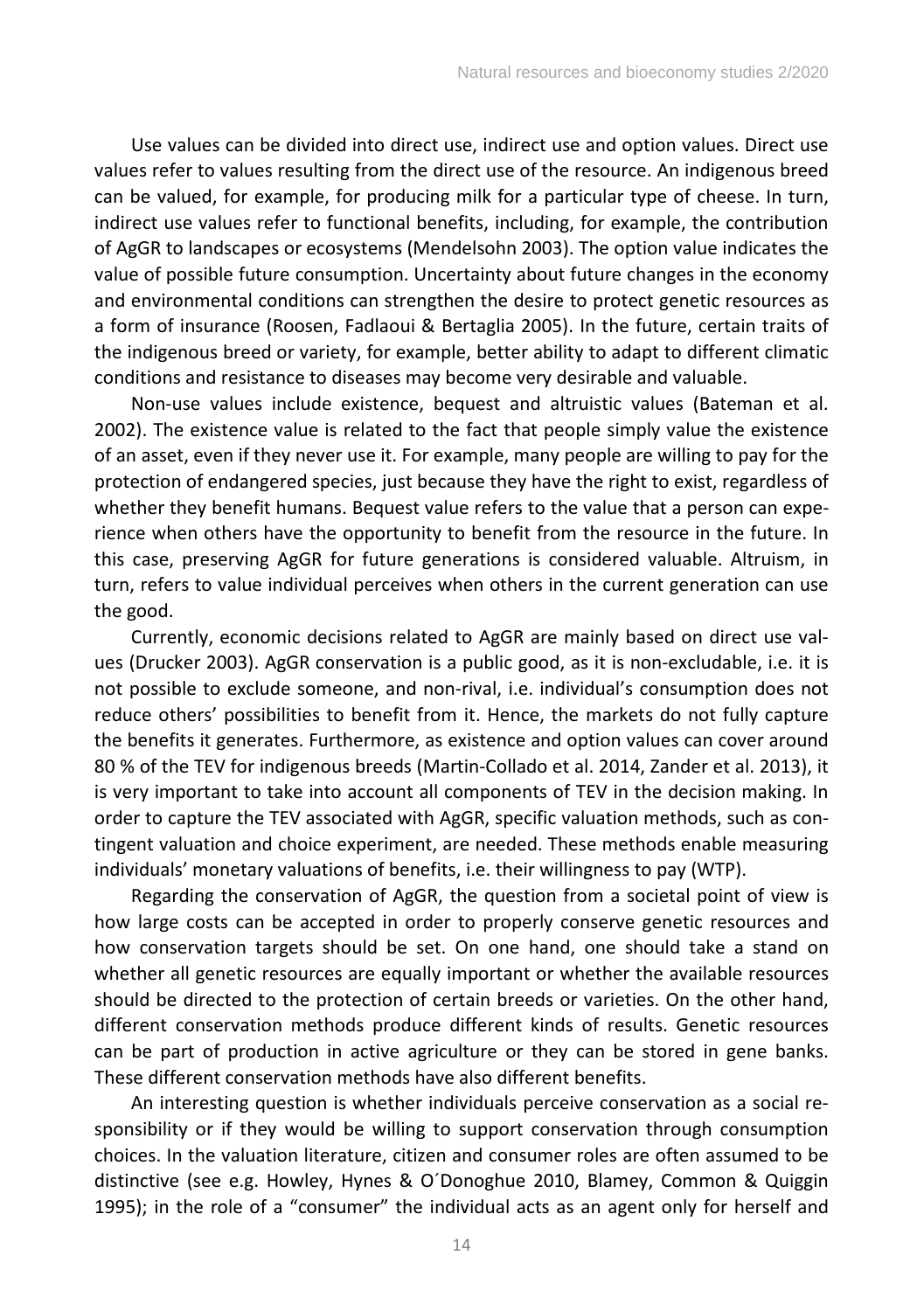Use values can be divided into direct use, indirect use and option values. Direct use values refer to values resulting from the direct use of the resource. An indigenous breed can be valued, for example, for producing milk for a particular type of cheese. In turn, indirect use values refer to functional benefits, including, for example, the contribution of AgGR to landscapes or ecosystems (Mendelsohn 2003). The option value indicates the value of possible future consumption. Uncertainty about future changes in the economy and environmental conditions can strengthen the desire to protect genetic resources as a form of insurance (Roosen, Fadlaoui & Bertaglia 2005). In the future, certain traits of the indigenous breed or variety, for example, better ability to adapt to different climatic conditions and resistance to diseases may become very desirable and valuable.

Non-use values include existence, bequest and altruistic values (Bateman et al. 2002). The existence value is related to the fact that people simply value the existence of an asset, even if they never use it. For example, many people are willing to pay for the protection of endangered species, just because they have the right to exist, regardless of whether they benefit humans. Bequest value refers to the value that a person can experience when others have the opportunity to benefit from the resource in the future. In this case, preserving AgGR for future generations is considered valuable. Altruism, in turn, refers to value individual perceives when others in the current generation can use the good.

Currently, economic decisions related to AgGR are mainly based on direct use values (Drucker 2003). AgGR conservation is a public good, as it is non-excludable, i.e. it is not possible to exclude someone, and non-rival, i.e. individual's consumption does not reduce others' possibilities to benefit from it. Hence, the markets do not fully capture the benefits it generates. Furthermore, as existence and option values can cover around 80 % of the TEV for indigenous breeds (Martin-Collado et al. 2014, Zander et al. 2013), it is very important to take into account all components of TEV in the decision making. In order to capture the TEV associated with AgGR, specific valuation methods, such as contingent valuation and choice experiment, are needed. These methods enable measuring individuals' monetary valuations of benefits, i.e. their willingness to pay (WTP).

Regarding the conservation of AgGR, the question from a societal point of view is how large costs can be accepted in order to properly conserve genetic resources and how conservation targets should be set. On one hand, one should take a stand on whether all genetic resources are equally important or whether the available resources should be directed to the protection of certain breeds or varieties. On the other hand, different conservation methods produce different kinds of results. Genetic resources can be part of production in active agriculture or they can be stored in gene banks. These different conservation methods have also different benefits.

An interesting question is whether individuals perceive conservation as a social responsibility or if they would be willing to support conservation through consumption choices. In the valuation literature, citizen and consumer roles are often assumed to be distinctive (see e.g. Howley, Hynes & O´Donoghue 2010, Blamey, Common & Quiggin 1995); in the role of a "consumer" the individual acts as an agent only for herself and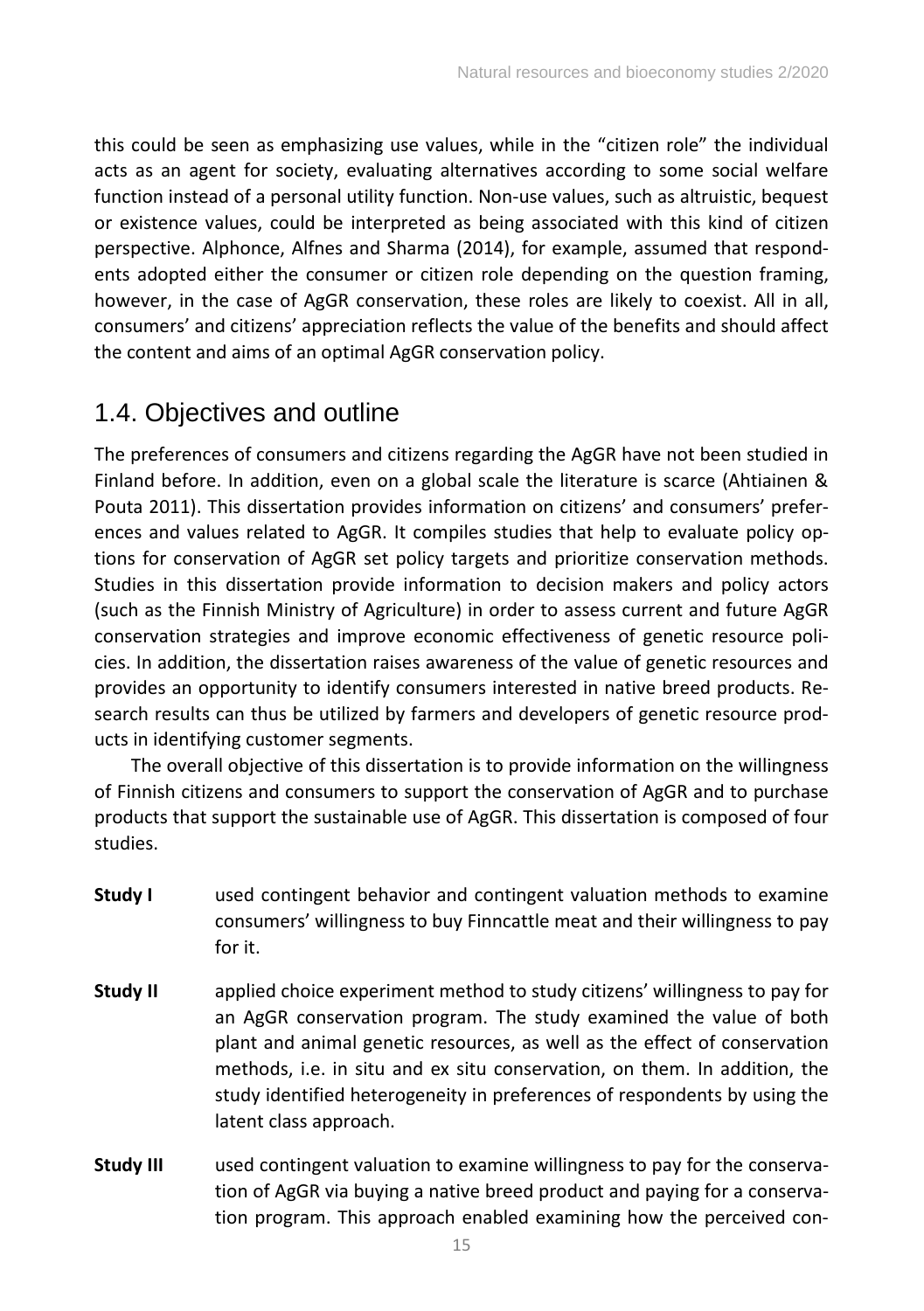this could be seen as emphasizing use values, while in the "citizen role" the individual acts as an agent for society, evaluating alternatives according to some social welfare function instead of a personal utility function. Non-use values, such as altruistic, bequest or existence values, could be interpreted as being associated with this kind of citizen perspective. Alphonce, Alfnes and Sharma (2014), for example, assumed that respondents adopted either the consumer or citizen role depending on the question framing, however, in the case of AgGR conservation, these roles are likely to coexist. All in all, consumers' and citizens' appreciation reflects the value of the benefits and should affect the content and aims of an optimal AgGR conservation policy.

## 1.4. Objectives and outline

The preferences of consumers and citizens regarding the AgGR have not been studied in Finland before. In addition, even on a global scale the literature is scarce (Ahtiainen & Pouta 2011). This dissertation provides information on citizens' and consumers' preferences and values related to AgGR. It compiles studies that help to evaluate policy options for conservation of AgGR set policy targets and prioritize conservation methods. Studies in this dissertation provide information to decision makers and policy actors (such as the Finnish Ministry of Agriculture) in order to assess current and future AgGR conservation strategies and improve economic effectiveness of genetic resource policies. In addition, the dissertation raises awareness of the value of genetic resources and provides an opportunity to identify consumers interested in native breed products. Research results can thus be utilized by farmers and developers of genetic resource products in identifying customer segments.

The overall objective of this dissertation is to provide information on the willingness of Finnish citizens and consumers to support the conservation of AgGR and to purchase products that support the sustainable use of AgGR. This dissertation is composed of four studies.

**Study I** used contingent behavior and contingent valuation methods to examine consumers' willingness to buy Finncattle meat and their willingness to pay for it.

**Study II** applied choice experiment method to study citizens' willingness to pay for an AgGR conservation program. The study examined the value of both plant and animal genetic resources, as well as the effect of conservation methods, i.e. in situ and ex situ conservation, on them. In addition, the study identified heterogeneity in preferences of respondents by using the latent class approach.

**Study III** used contingent valuation to examine willingness to pay for the conservation of AgGR via buying a native breed product and paying for a conservation program. This approach enabled examining how the perceived con-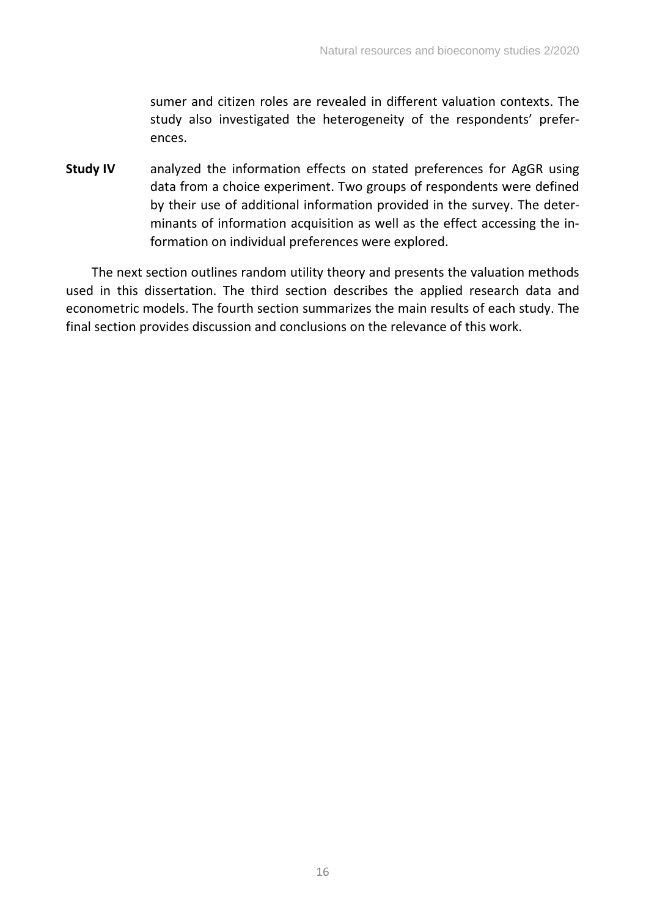sumer and citizen roles are revealed in different valuation contexts. The study also investigated the heterogeneity of the respondents' preferences.

**Study IV** analyzed the information effects on stated preferences for AgGR using data from a choice experiment. Two groups of respondents were defined by their use of additional information provided in the survey. The determinants of information acquisition as well as the effect accessing the information on individual preferences were explored.

The next section outlines random utility theory and presents the valuation methods used in this dissertation. The third section describes the applied research data and econometric models. The fourth section summarizes the main results of each study. The final section provides discussion and conclusions on the relevance of this work.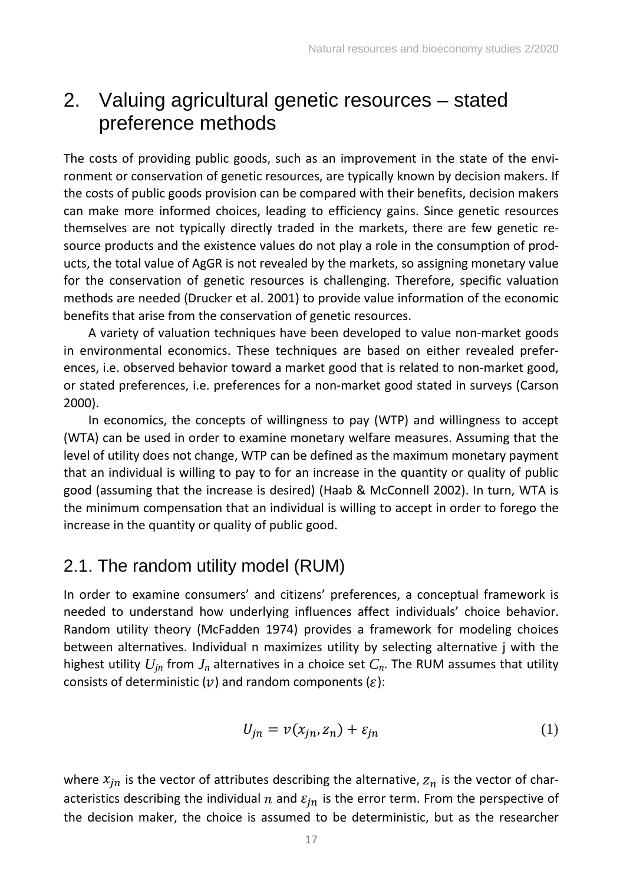# 2. Valuing agricultural genetic resources – stated preference methods

The costs of providing public goods, such as an improvement in the state of the environment or conservation of genetic resources, are typically known by decision makers. If the costs of public goods provision can be compared with their benefits, decision makers can make more informed choices, leading to efficiency gains. Since genetic resources themselves are not typically directly traded in the markets, there are few genetic resource products and the existence values do not play a role in the consumption of products, the total value of AgGR is not revealed by the markets, so assigning monetary value for the conservation of genetic resources is challenging. Therefore, specific valuation methods are needed (Drucker et al. 2001) to provide value information of the economic benefits that arise from the conservation of genetic resources.

A variety of valuation techniques have been developed to value non-market goods in environmental economics. These techniques are based on either revealed preferences, i.e. observed behavior toward a market good that is related to non-market good, or stated preferences, i.e. preferences for a non-market good stated in surveys (Carson 2000).

In economics, the concepts of willingness to pay (WTP) and willingness to accept (WTA) can be used in order to examine monetary welfare measures. Assuming that the level of utility does not change, WTP can be defined as the maximum monetary payment that an individual is willing to pay to for an increase in the quantity or quality of public good (assuming that the increase is desired) (Haab & McConnell 2002). In turn, WTA is the minimum compensation that an individual is willing to accept in order to forego the increase in the quantity or quality of public good.

## 2.1. The random utility model (RUM)

In order to examine consumers' and citizens' preferences, a conceptual framework is needed to understand how underlying influences affect individuals' choice behavior. Random utility theory (McFadden 1974) provides a framework for modeling choices between alternatives. Individual n maximizes utility by selecting alternative j with the highest utility $U_{jn}$ from $J_n$ alternatives in a choice set $C_n$. The RUM assumes that utility consists of deterministic ($v$) and random components ($\varepsilon$):

$$U_{jn} = v(x_{jn}, z_n) + \varepsilon_{jn} \tag{1}$$

where $x_{jn}$ is the vector of attributes describing the alternative, $z_n$ is the vector of characteristics describing the individual $n$ and $\varepsilon_{jn}$ is the error term. From the perspective of the decision maker, the choice is assumed to be deterministic, but as the researcher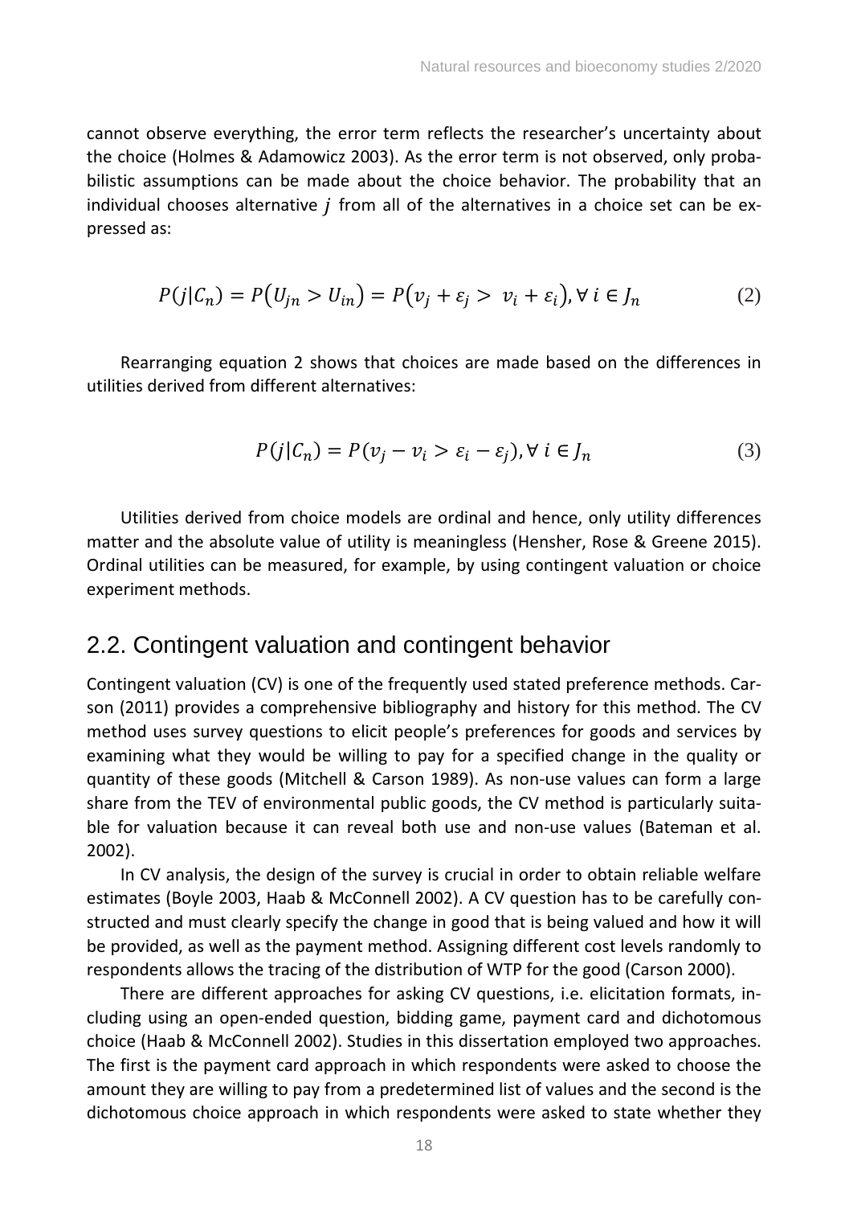cannot observe everything, the error term reflects the researcher's uncertainty about the choice (Holmes & Adamowicz 2003). As the error term is not observed, only probabilistic assumptions can be made about the choice behavior. The probability that an individual chooses alternative $j$ from all of the alternatives in a choice set can be expressed as:

$$P(j|C_n) = P(U_{jn} > U_{in}) = P(v_j + \varepsilon_j > v_i + \varepsilon_i), \forall\, i \in J_n \tag{2}$$

Rearranging equation 2 shows that choices are made based on the differences in utilities derived from different alternatives:

$$P(j|C_n) = P(v_j - v_i > \varepsilon_i - \varepsilon_j), \forall\, i \in J_n \tag{3}$$

Utilities derived from choice models are ordinal and hence, only utility differences matter and the absolute value of utility is meaningless (Hensher, Rose & Greene 2015). Ordinal utilities can be measured, for example, by using contingent valuation or choice experiment methods.

## 2.2. Contingent valuation and contingent behavior

Contingent valuation (CV) is one of the frequently used stated preference methods. Carson (2011) provides a comprehensive bibliography and history for this method. The CV method uses survey questions to elicit people's preferences for goods and services by examining what they would be willing to pay for a specified change in the quality or quantity of these goods (Mitchell & Carson 1989). As non-use values can form a large share from the TEV of environmental public goods, the CV method is particularly suitable for valuation because it can reveal both use and non-use values (Bateman et al. 2002).

In CV analysis, the design of the survey is crucial in order to obtain reliable welfare estimates (Boyle 2003, Haab & McConnell 2002). A CV question has to be carefully constructed and must clearly specify the change in good that is being valued and how it will be provided, as well as the payment method. Assigning different cost levels randomly to respondents allows the tracing of the distribution of WTP for the good (Carson 2000).

There are different approaches for asking CV questions, i.e. elicitation formats, including using an open-ended question, bidding game, payment card and dichotomous choice (Haab & McConnell 2002). Studies in this dissertation employed two approaches. The first is the payment card approach in which respondents were asked to choose the amount they are willing to pay from a predetermined list of values and the second is the dichotomous choice approach in which respondents were asked to state whether they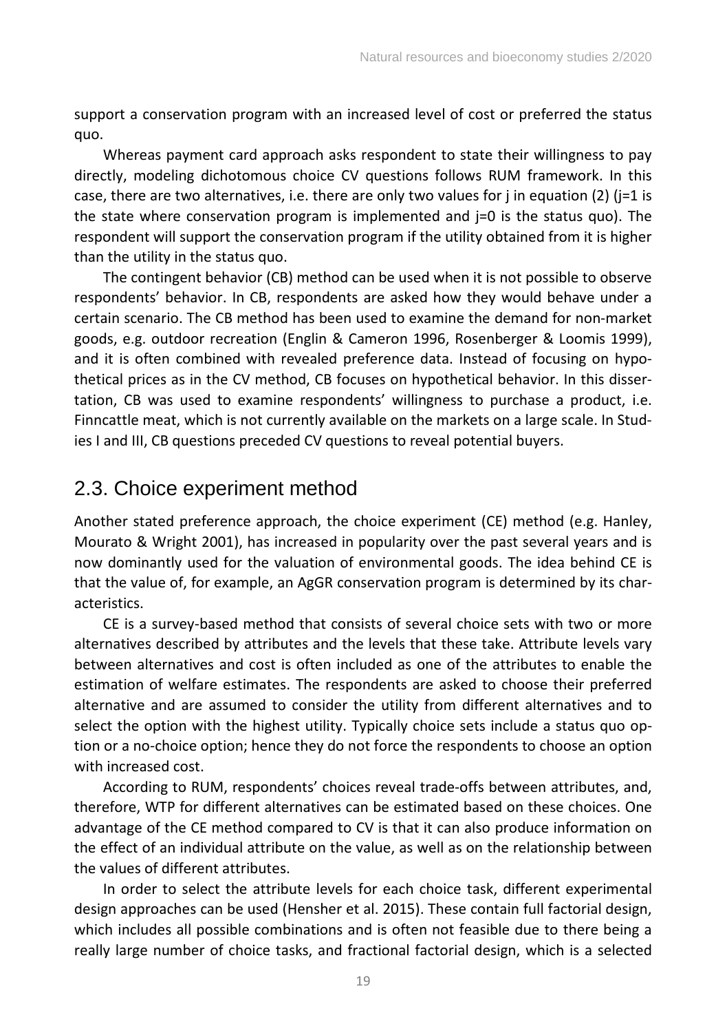support a conservation program with an increased level of cost or preferred the status quo.

Whereas payment card approach asks respondent to state their willingness to pay directly, modeling dichotomous choice CV questions follows RUM framework. In this case, there are two alternatives, i.e. there are only two values for j in equation (2) (j=1 is the state where conservation program is implemented and j=0 is the status quo). The respondent will support the conservation program if the utility obtained from it is higher than the utility in the status quo.

The contingent behavior (CB) method can be used when it is not possible to observe respondents' behavior. In CB, respondents are asked how they would behave under a certain scenario. The CB method has been used to examine the demand for non-market goods, e.g. outdoor recreation (Englin & Cameron 1996, Rosenberger & Loomis 1999), and it is often combined with revealed preference data. Instead of focusing on hypothetical prices as in the CV method, CB focuses on hypothetical behavior. In this dissertation, CB was used to examine respondents' willingness to purchase a product, i.e. Finncattle meat, which is not currently available on the markets on a large scale. In Studies I and III, CB questions preceded CV questions to reveal potential buyers.

## 2.3. Choice experiment method

Another stated preference approach, the choice experiment (CE) method (e.g. Hanley, Mourato & Wright 2001), has increased in popularity over the past several years and is now dominantly used for the valuation of environmental goods. The idea behind CE is that the value of, for example, an AgGR conservation program is determined by its characteristics.

CE is a survey-based method that consists of several choice sets with two or more alternatives described by attributes and the levels that these take. Attribute levels vary between alternatives and cost is often included as one of the attributes to enable the estimation of welfare estimates. The respondents are asked to choose their preferred alternative and are assumed to consider the utility from different alternatives and to select the option with the highest utility. Typically choice sets include a status quo option or a no-choice option; hence they do not force the respondents to choose an option with increased cost.

According to RUM, respondents' choices reveal trade-offs between attributes, and, therefore, WTP for different alternatives can be estimated based on these choices. One advantage of the CE method compared to CV is that it can also produce information on the effect of an individual attribute on the value, as well as on the relationship between the values of different attributes.

In order to select the attribute levels for each choice task, different experimental design approaches can be used (Hensher et al. 2015). These contain full factorial design, which includes all possible combinations and is often not feasible due to there being a really large number of choice tasks, and fractional factorial design, which is a selected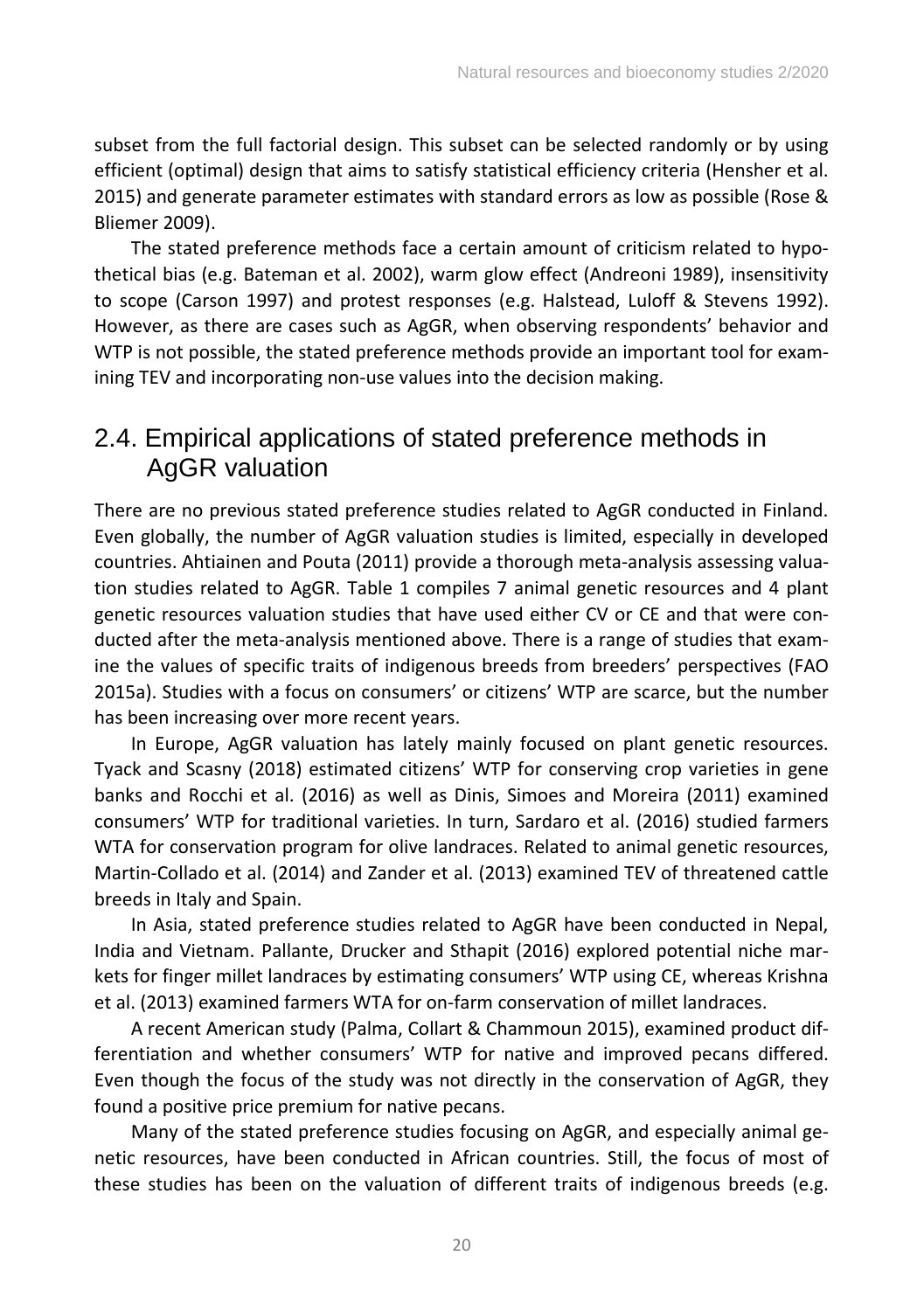subset from the full factorial design. This subset can be selected randomly or by using efficient (optimal) design that aims to satisfy statistical efficiency criteria (Hensher et al. 2015) and generate parameter estimates with standard errors as low as possible (Rose & Bliemer 2009).

The stated preference methods face a certain amount of criticism related to hypothetical bias (e.g. Bateman et al. 2002), warm glow effect (Andreoni 1989), insensitivity to scope (Carson 1997) and protest responses (e.g. Halstead, Luloff & Stevens 1992). However, as there are cases such as AgGR, when observing respondents' behavior and WTP is not possible, the stated preference methods provide an important tool for examining TEV and incorporating non-use values into the decision making.

## 2.4. Empirical applications of stated preference methods in AgGR valuation

There are no previous stated preference studies related to AgGR conducted in Finland. Even globally, the number of AgGR valuation studies is limited, especially in developed countries. Ahtiainen and Pouta (2011) provide a thorough meta-analysis assessing valuation studies related to AgGR. Table 1 compiles 7 animal genetic resources and 4 plant genetic resources valuation studies that have used either CV or CE and that were conducted after the meta-analysis mentioned above. There is a range of studies that examine the values of specific traits of indigenous breeds from breeders' perspectives (FAO 2015a). Studies with a focus on consumers' or citizens' WTP are scarce, but the number has been increasing over more recent years.

In Europe, AgGR valuation has lately mainly focused on plant genetic resources. Tyack and Scasny (2018) estimated citizens' WTP for conserving crop varieties in gene banks and Rocchi et al. (2016) as well as Dinis, Simoes and Moreira (2011) examined consumers' WTP for traditional varieties. In turn, Sardaro et al. (2016) studied farmers WTA for conservation program for olive landraces. Related to animal genetic resources, Martin-Collado et al. (2014) and Zander et al. (2013) examined TEV of threatened cattle breeds in Italy and Spain.

In Asia, stated preference studies related to AgGR have been conducted in Nepal, India and Vietnam. Pallante, Drucker and Sthapit (2016) explored potential niche markets for finger millet landraces by estimating consumers' WTP using CE, whereas Krishna et al. (2013) examined farmers WTA for on-farm conservation of millet landraces.

A recent American study (Palma, Collart & Chammoun 2015), examined product differentiation and whether consumers' WTP for native and improved pecans differed. Even though the focus of the study was not directly in the conservation of AgGR, they found a positive price premium for native pecans.

Many of the stated preference studies focusing on AgGR, and especially animal genetic resources, have been conducted in African countries. Still, the focus of most of these studies has been on the valuation of different traits of indigenous breeds (e.g.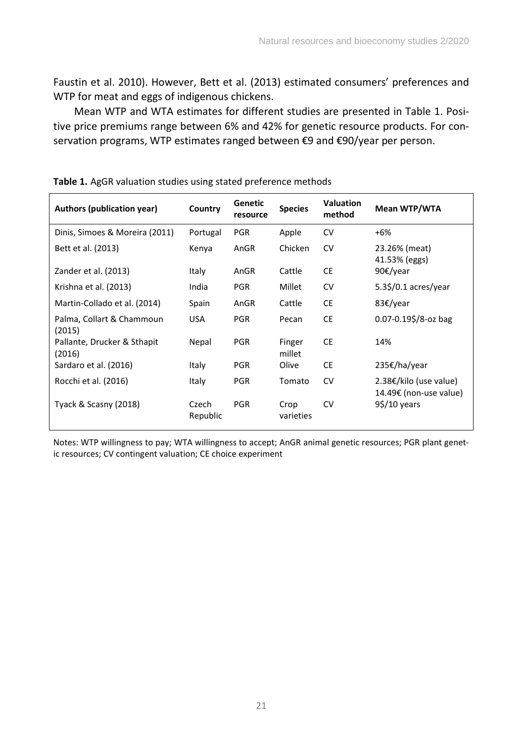Faustin et al. 2010). However, Bett et al. (2013) estimated consumers' preferences and WTP for meat and eggs of indigenous chickens.

Mean WTP and WTA estimates for different studies are presented in Table 1. Positive price premiums range between 6% and 42% for genetic resource products. For conservation programs, WTP estimates ranged between €9 and €90/year per person.

**Table 1.** AgGR valuation studies using stated preference methods

| Authors (publication year) | Country | Genetic resource | Species | Valuation method | Mean WTP/WTA |
|---|---|---|---|---|---|
| Dinis, Simoes & Moreira (2011) | Portugal | PGR | Apple | CV | +6% |
| Bett et al. (2013) | Kenya | AnGR | Chicken | CV | 23.26% (meat) 41.53% (eggs) |
| Zander et al. (2013) | Italy | AnGR | Cattle | CE | 90€/year |
| Krishna et al. (2013) | India | PGR | Millet | CV | 5.3$/0.1 acres/year |
| Martin-Collado et al. (2014) | Spain | AnGR | Cattle | CE | 83€/year |
| Palma, Collart & Chammoun (2015) | USA | PGR | Pecan | CE | 0.07-0.19$/8-oz bag |
| Pallante, Drucker & Sthapit (2016) | Nepal | PGR | Finger millet | CE | 14% |
| Sardaro et al. (2016) | Italy | PGR | Olive | CE | 235€/ha/year |
| Rocchi et al. (2016) | Italy | PGR | Tomato | CV | 2.38€/kilo (use value) 14.49€ (non-use value) |
| Tyack & Scasny (2018) | Czech Republic | PGR | Crop varieties | CV | 9$/10 years |

Notes: WTP willingness to pay; WTA willingness to accept; AnGR animal genetic resources; PGR plant genetic resources; CV contingent valuation; CE choice experiment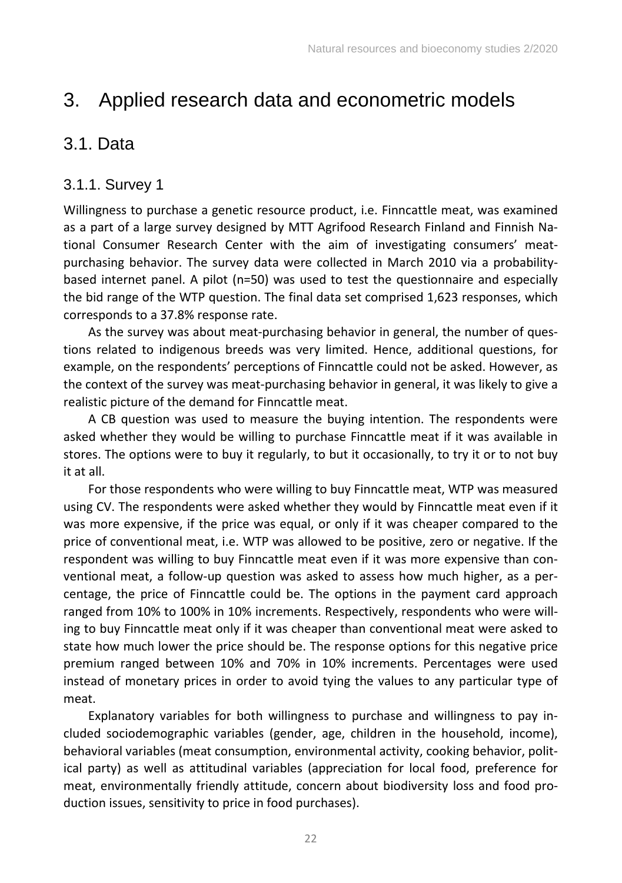# 3. Applied research data and econometric models

## 3.1. Data

### 3.1.1. Survey 1

Willingness to purchase a genetic resource product, i.e. Finncattle meat, was examined as a part of a large survey designed by MTT Agrifood Research Finland and Finnish National Consumer Research Center with the aim of investigating consumers' meat-purchasing behavior. The survey data were collected in March 2010 via a probability-based internet panel. A pilot (n=50) was used to test the questionnaire and especially the bid range of the WTP question. The final data set comprised 1,623 responses, which corresponds to a 37.8% response rate.

As the survey was about meat-purchasing behavior in general, the number of questions related to indigenous breeds was very limited. Hence, additional questions, for example, on the respondents' perceptions of Finncattle could not be asked. However, as the context of the survey was meat-purchasing behavior in general, it was likely to give a realistic picture of the demand for Finncattle meat.

A CB question was used to measure the buying intention. The respondents were asked whether they would be willing to purchase Finncattle meat if it was available in stores. The options were to buy it regularly, to but it occasionally, to try it or to not buy it at all.

For those respondents who were willing to buy Finncattle meat, WTP was measured using CV. The respondents were asked whether they would by Finncattle meat even if it was more expensive, if the price was equal, or only if it was cheaper compared to the price of conventional meat, i.e. WTP was allowed to be positive, zero or negative. If the respondent was willing to buy Finncattle meat even if it was more expensive than conventional meat, a follow-up question was asked to assess how much higher, as a percentage, the price of Finncattle could be. The options in the payment card approach ranged from 10% to 100% in 10% increments. Respectively, respondents who were willing to buy Finncattle meat only if it was cheaper than conventional meat were asked to state how much lower the price should be. The response options for this negative price premium ranged between 10% and 70% in 10% increments. Percentages were used instead of monetary prices in order to avoid tying the values to any particular type of meat.

Explanatory variables for both willingness to purchase and willingness to pay included sociodemographic variables (gender, age, children in the household, income), behavioral variables (meat consumption, environmental activity, cooking behavior, political party) as well as attitudinal variables (appreciation for local food, preference for meat, environmentally friendly attitude, concern about biodiversity loss and food production issues, sensitivity to price in food purchases).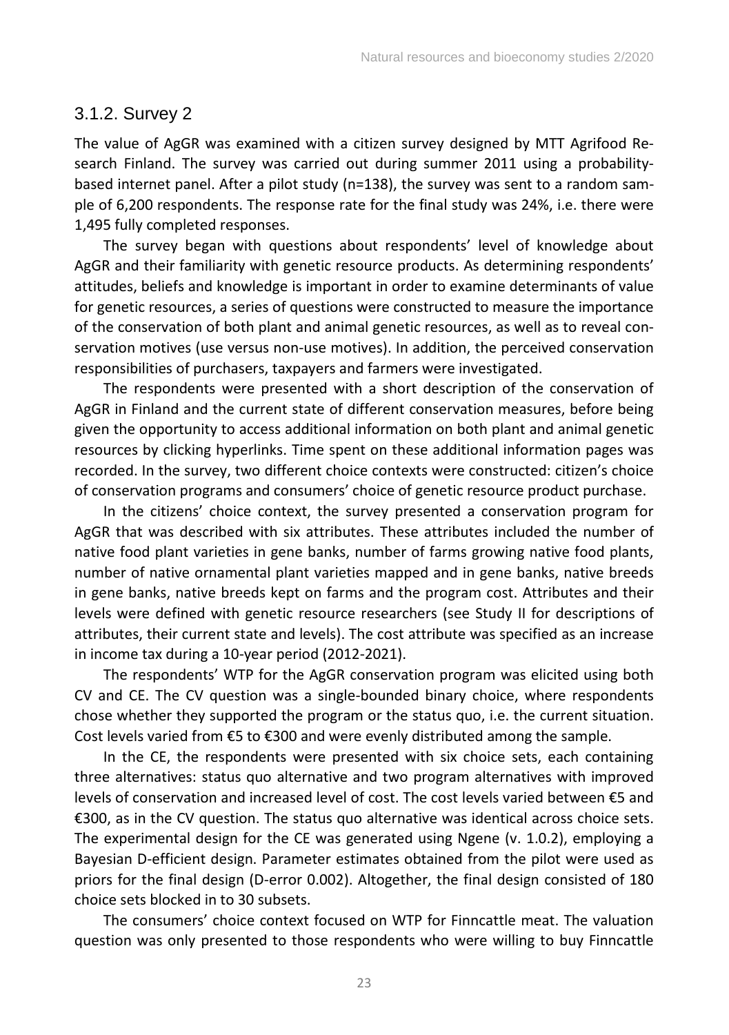### 3.1.2. Survey 2

The value of AgGR was examined with a citizen survey designed by MTT Agrifood Research Finland. The survey was carried out during summer 2011 using a probability-based internet panel. After a pilot study (n=138), the survey was sent to a random sample of 6,200 respondents. The response rate for the final study was 24%, i.e. there were 1,495 fully completed responses.

The survey began with questions about respondents' level of knowledge about AgGR and their familiarity with genetic resource products. As determining respondents' attitudes, beliefs and knowledge is important in order to examine determinants of value for genetic resources, a series of questions were constructed to measure the importance of the conservation of both plant and animal genetic resources, as well as to reveal conservation motives (use versus non-use motives). In addition, the perceived conservation responsibilities of purchasers, taxpayers and farmers were investigated.

The respondents were presented with a short description of the conservation of AgGR in Finland and the current state of different conservation measures, before being given the opportunity to access additional information on both plant and animal genetic resources by clicking hyperlinks. Time spent on these additional information pages was recorded. In the survey, two different choice contexts were constructed: citizen's choice of conservation programs and consumers' choice of genetic resource product purchase.

In the citizens' choice context, the survey presented a conservation program for AgGR that was described with six attributes. These attributes included the number of native food plant varieties in gene banks, number of farms growing native food plants, number of native ornamental plant varieties mapped and in gene banks, native breeds in gene banks, native breeds kept on farms and the program cost. Attributes and their levels were defined with genetic resource researchers (see Study II for descriptions of attributes, their current state and levels). The cost attribute was specified as an increase in income tax during a 10-year period (2012-2021).

The respondents' WTP for the AgGR conservation program was elicited using both CV and CE. The CV question was a single-bounded binary choice, where respondents chose whether they supported the program or the status quo, i.e. the current situation. Cost levels varied from €5 to €300 and were evenly distributed among the sample.

In the CE, the respondents were presented with six choice sets, each containing three alternatives: status quo alternative and two program alternatives with improved levels of conservation and increased level of cost. The cost levels varied between €5 and €300, as in the CV question. The status quo alternative was identical across choice sets. The experimental design for the CE was generated using Ngene (v. 1.0.2), employing a Bayesian D-efficient design. Parameter estimates obtained from the pilot were used as priors for the final design (D-error 0.002). Altogether, the final design consisted of 180 choice sets blocked in to 30 subsets.

The consumers' choice context focused on WTP for Finncattle meat. The valuation question was only presented to those respondents who were willing to buy Finncattle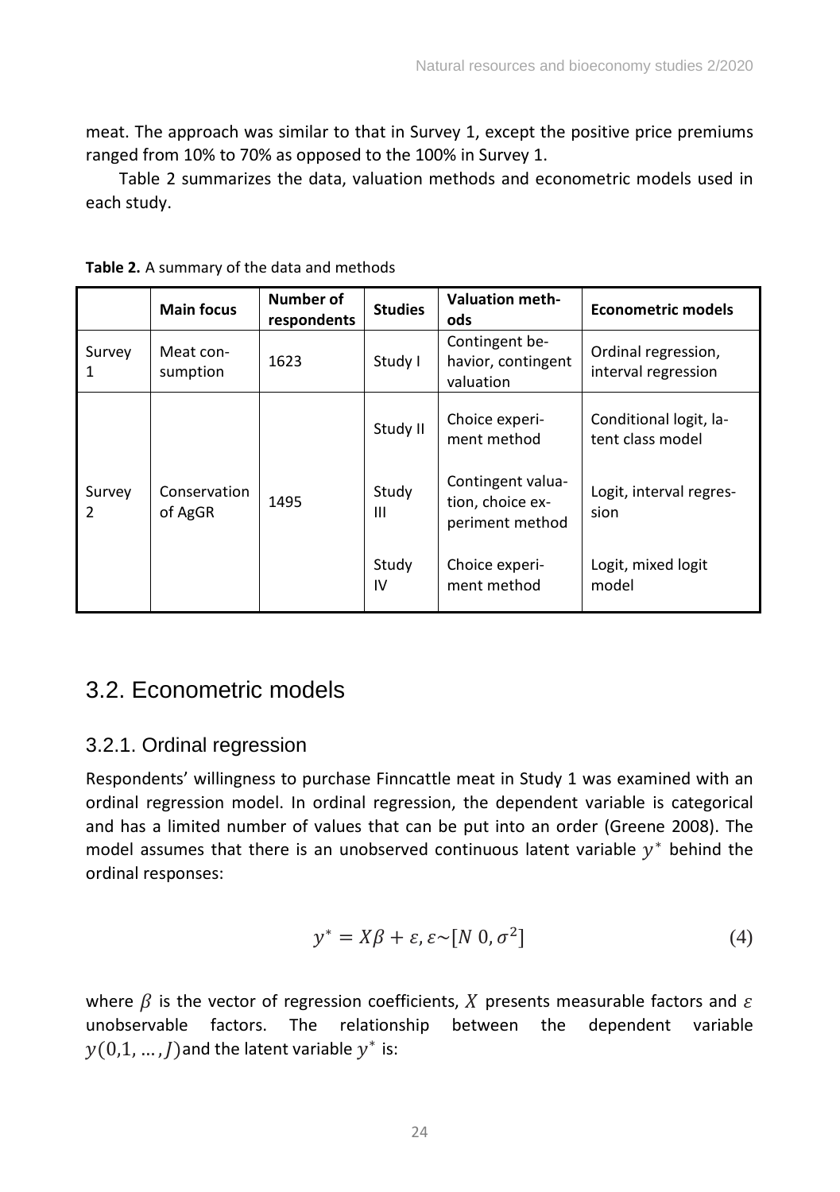meat. The approach was similar to that in Survey 1, except the positive price premiums ranged from 10% to 70% as opposed to the 100% in Survey 1.

Table 2 summarizes the data, valuation methods and econometric models used in each study.

**Table 2.** A summary of the data and methods

| | **Main focus** | **Number of respondents** | **Studies** | **Valuation methods** | **Econometric models** |
|---|---|---|---|---|---|
| Survey 1 | Meat consumption | 1623 | Study I | Contingent behavior, contingent valuation | Ordinal regression, interval regression |
| Survey 2 | Conservation of AgGR | 1495 | Study II | Choice experiment method | Conditional logit, latent class model |
| | | | Study III | Contingent valuation, choice experiment method | Logit, interval regression |
| | | | Study IV | Choice experiment method | Logit, mixed logit model |

## 3.2. Econometric models

### 3.2.1. Ordinal regression

Respondents' willingness to purchase Finncattle meat in Study 1 was examined with an ordinal regression model. In ordinal regression, the dependent variable is categorical and has a limited number of values that can be put into an order (Greene 2008). The model assumes that there is an unobserved continuous latent variable $y^*$ behind the ordinal responses:

$$y^* = X\beta + \varepsilon, \varepsilon \sim [N\ 0, \sigma^2] \tag{4}$$

where $\beta$ is the vector of regression coefficients, $X$ presents measurable factors and $\varepsilon$ unobservable factors. The relationship between the dependent variable $y(0,1, \ldots, J)$ and the latent variable $y^*$ is: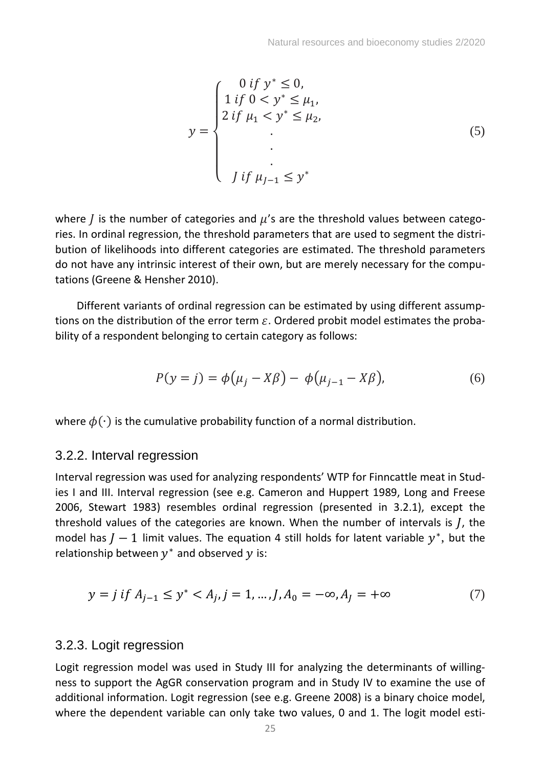$$y = \begin{cases} 0 \; if \; y^* \leq 0, \\ 1 \; if \; 0 < y^* \leq \mu_1, \\ 2 \; if \; \mu_1 < y^* \leq \mu_2, \\ \quad \vdots \\ J \; if \; \mu_{J-1} \leq y^* \end{cases} \tag{5}$$

where $J$ is the number of categories and $\mu$'s are the threshold values between categories. In ordinal regression, the threshold parameters that are used to segment the distribution of likelihoods into different categories are estimated. The threshold parameters do not have any intrinsic interest of their own, but are merely necessary for the computations (Greene & Hensher 2010).

Different variants of ordinal regression can be estimated by using different assumptions on the distribution of the error term $\varepsilon$. Ordered probit model estimates the probability of a respondent belonging to certain category as follows:

$$P(y = j) = \phi(\mu_j - X\beta) - \phi(\mu_{j-1} - X\beta), \tag{6}$$

where $\phi(\cdot)$ is the cumulative probability function of a normal distribution.

### 3.2.2. Interval regression

Interval regression was used for analyzing respondents' WTP for Finncattle meat in Studies I and III. Interval regression (see e.g. Cameron and Huppert 1989, Long and Freese 2006, Stewart 1983) resembles ordinal regression (presented in 3.2.1), except the threshold values of the categories are known. When the number of intervals is $J$, the model has $J - 1$ limit values. The equation 4 still holds for latent variable $y^*$, but the relationship between $y^*$ and observed $y$ is:

$$y = j \; if \; A_{j-1} \leq y^* < A_j, j = 1, \ldots, J, A_0 = -\infty, A_J = +\infty \tag{7}$$

### 3.2.3. Logit regression

Logit regression model was used in Study III for analyzing the determinants of willingness to support the AgGR conservation program and in Study IV to examine the use of additional information. Logit regression (see e.g. Greene 2008) is a binary choice model, where the dependent variable can only take two values, 0 and 1. The logit model esti-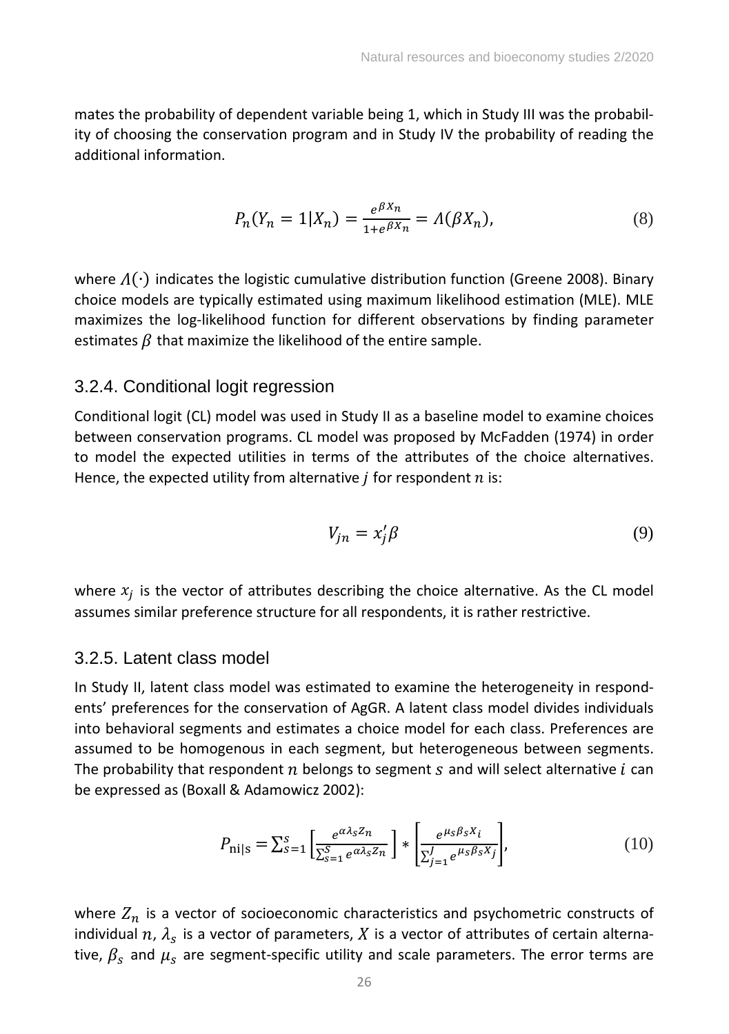mates the probability of dependent variable being 1, which in Study III was the probability of choosing the conservation program and in Study IV the probability of reading the additional information.

$$P_n(Y_n = 1|X_n) = \frac{e^{\beta X_n}}{1+e^{\beta X_n}} = \Lambda(\beta X_n), \tag{8}$$

where $\Lambda(\cdot)$ indicates the logistic cumulative distribution function (Greene 2008). Binary choice models are typically estimated using maximum likelihood estimation (MLE). MLE maximizes the log-likelihood function for different observations by finding parameter estimates $\beta$ that maximize the likelihood of the entire sample.

### 3.2.4. Conditional logit regression

Conditional logit (CL) model was used in Study II as a baseline model to examine choices between conservation programs. CL model was proposed by McFadden (1974) in order to model the expected utilities in terms of the attributes of the choice alternatives. Hence, the expected utility from alternative $j$ for respondent $n$ is:

$$V_{jn} = x_j'\beta \tag{9}$$

where $x_j$ is the vector of attributes describing the choice alternative. As the CL model assumes similar preference structure for all respondents, it is rather restrictive.

### 3.2.5. Latent class model

In Study II, latent class model was estimated to examine the heterogeneity in respondents' preferences for the conservation of AgGR. A latent class model divides individuals into behavioral segments and estimates a choice model for each class. Preferences are assumed to be homogenous in each segment, but heterogeneous between segments. The probability that respondent $n$ belongs to segment $s$ and will select alternative $i$ can be expressed as (Boxall & Adamowicz 2002):

$$P_{\text{ni|s}} = \sum_{s=1}^{S} \left[\frac{e^{\alpha\lambda_s Z_n}}{\sum_{s=1}^{S} e^{\alpha\lambda_s Z_n}}\right] * \left[\frac{e^{\mu_s \beta_s X_i}}{\sum_{j=1}^{J} e^{\mu_s \beta_s X_j}}\right], \tag{10}$$

where $Z_n$ is a vector of socioeconomic characteristics and psychometric constructs of individual $n$, $\lambda_s$ is a vector of parameters, $X$ is a vector of attributes of certain alternative, $\beta_s$ and $\mu_s$ are segment-specific utility and scale parameters. The error terms are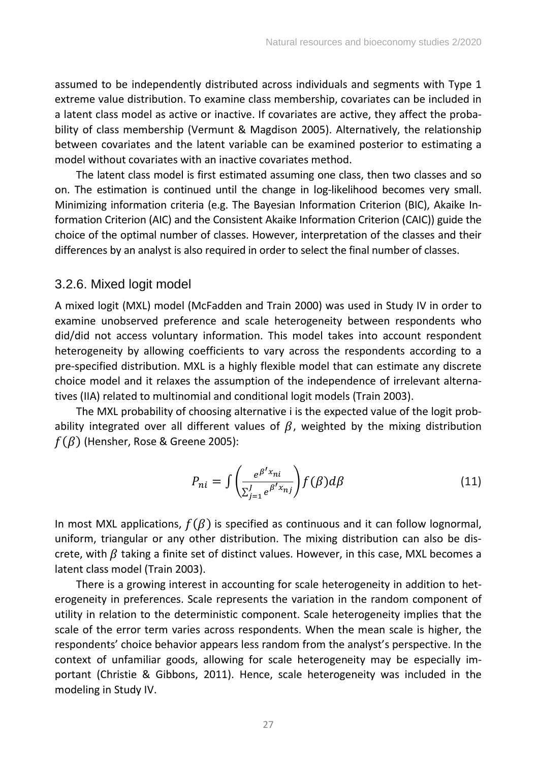assumed to be independently distributed across individuals and segments with Type 1 extreme value distribution. To examine class membership, covariates can be included in a latent class model as active or inactive. If covariates are active, they affect the probability of class membership (Vermunt & Magdison 2005). Alternatively, the relationship between covariates and the latent variable can be examined posterior to estimating a model without covariates with an inactive covariates method.

The latent class model is first estimated assuming one class, then two classes and so on. The estimation is continued until the change in log-likelihood becomes very small. Minimizing information criteria (e.g. The Bayesian Information Criterion (BIC), Akaike Information Criterion (AIC) and the Consistent Akaike Information Criterion (CAIC)) guide the choice of the optimal number of classes. However, interpretation of the classes and their differences by an analyst is also required in order to select the final number of classes.

### 3.2.6. Mixed logit model

A mixed logit (MXL) model (McFadden and Train 2000) was used in Study IV in order to examine unobserved preference and scale heterogeneity between respondents who did/did not access voluntary information. This model takes into account respondent heterogeneity by allowing coefficients to vary across the respondents according to a pre-specified distribution. MXL is a highly flexible model that can estimate any discrete choice model and it relaxes the assumption of the independence of irrelevant alternatives (IIA) related to multinomial and conditional logit models (Train 2003).

The MXL probability of choosing alternative i is the expected value of the logit probability integrated over all different values of $\beta$, weighted by the mixing distribution $f(\beta)$ (Hensher, Rose & Greene 2005):

$$P_{ni} = \int \left( \frac{e^{\beta' x_{ni}}}{\sum_{j=1}^{J} e^{\beta' x_{nj}}} \right) f(\beta) d\beta \tag{11}$$

In most MXL applications, $f(\beta)$ is specified as continuous and it can follow lognormal, uniform, triangular or any other distribution. The mixing distribution can also be discrete, with $\beta$ taking a finite set of distinct values. However, in this case, MXL becomes a latent class model (Train 2003).

There is a growing interest in accounting for scale heterogeneity in addition to heterogeneity in preferences. Scale represents the variation in the random component of utility in relation to the deterministic component. Scale heterogeneity implies that the scale of the error term varies across respondents. When the mean scale is higher, the respondents' choice behavior appears less random from the analyst's perspective. In the context of unfamiliar goods, allowing for scale heterogeneity may be especially important (Christie & Gibbons, 2011). Hence, scale heterogeneity was included in the modeling in Study IV.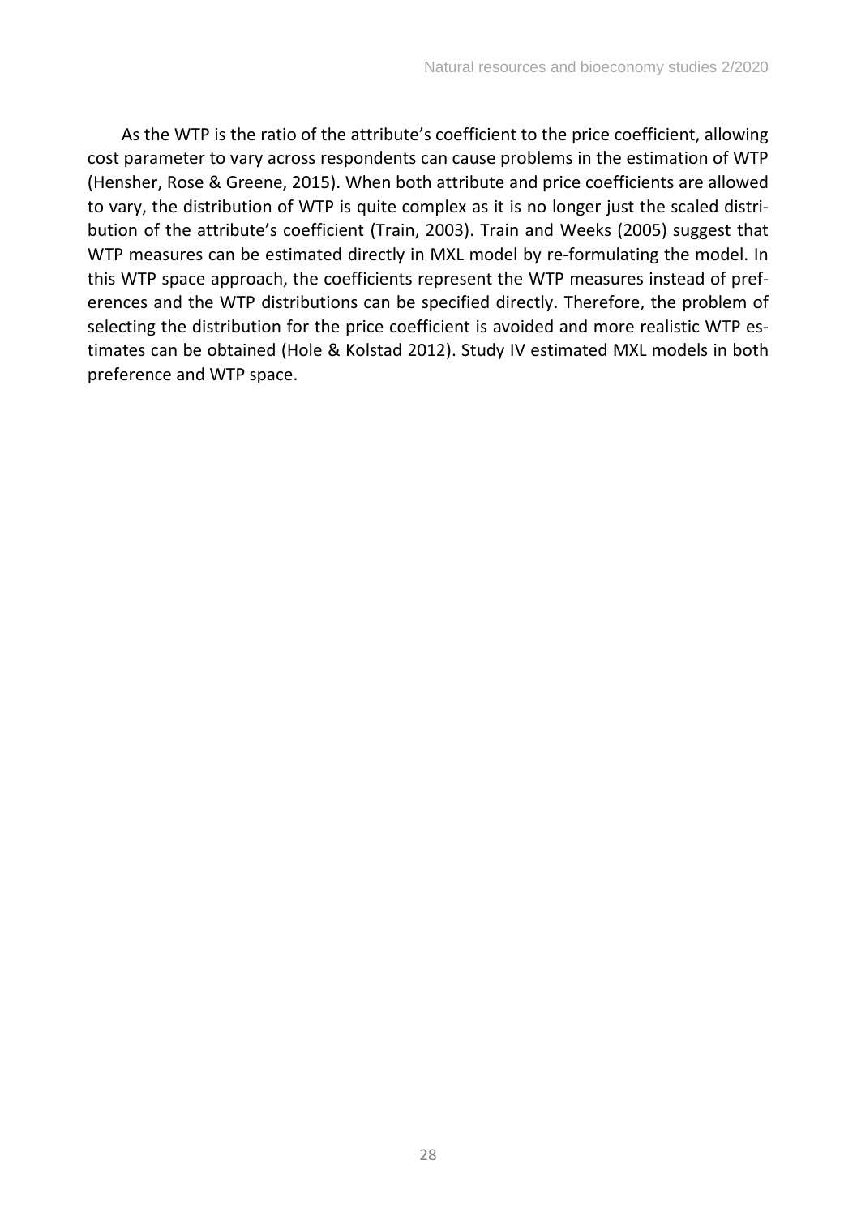As the WTP is the ratio of the attribute's coefficient to the price coefficient, allowing cost parameter to vary across respondents can cause problems in the estimation of WTP (Hensher, Rose & Greene, 2015). When both attribute and price coefficients are allowed to vary, the distribution of WTP is quite complex as it is no longer just the scaled distribution of the attribute's coefficient (Train, 2003). Train and Weeks (2005) suggest that WTP measures can be estimated directly in MXL model by re-formulating the model. In this WTP space approach, the coefficients represent the WTP measures instead of preferences and the WTP distributions can be specified directly. Therefore, the problem of selecting the distribution for the price coefficient is avoided and more realistic WTP estimates can be obtained (Hole & Kolstad 2012). Study IV estimated MXL models in both preference and WTP space.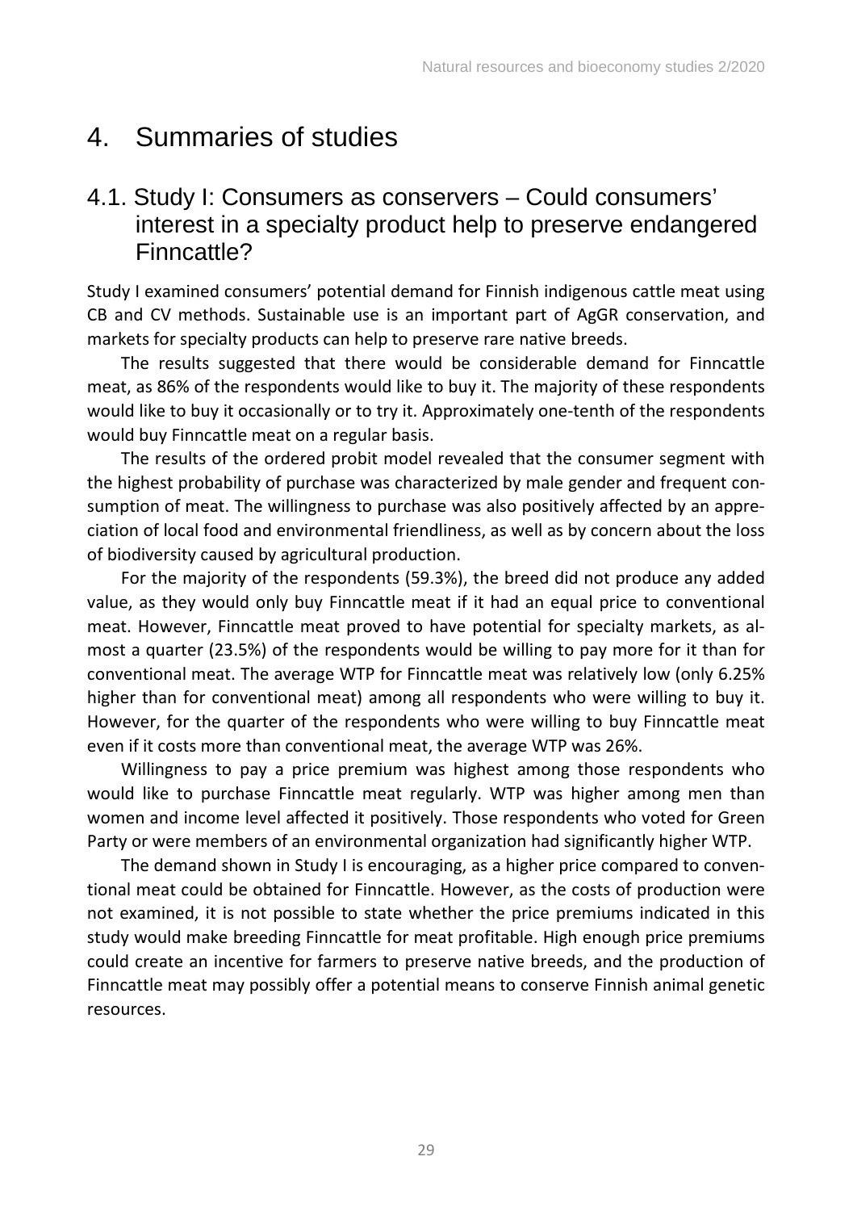# 4. Summaries of studies

## 4.1. Study I: Consumers as conservers – Could consumers' interest in a specialty product help to preserve endangered Finncattle?

Study I examined consumers' potential demand for Finnish indigenous cattle meat using CB and CV methods. Sustainable use is an important part of AgGR conservation, and markets for specialty products can help to preserve rare native breeds.

The results suggested that there would be considerable demand for Finncattle meat, as 86% of the respondents would like to buy it. The majority of these respondents would like to buy it occasionally or to try it. Approximately one-tenth of the respondents would buy Finncattle meat on a regular basis.

The results of the ordered probit model revealed that the consumer segment with the highest probability of purchase was characterized by male gender and frequent consumption of meat. The willingness to purchase was also positively affected by an appreciation of local food and environmental friendliness, as well as by concern about the loss of biodiversity caused by agricultural production.

For the majority of the respondents (59.3%), the breed did not produce any added value, as they would only buy Finncattle meat if it had an equal price to conventional meat. However, Finncattle meat proved to have potential for specialty markets, as almost a quarter (23.5%) of the respondents would be willing to pay more for it than for conventional meat. The average WTP for Finncattle meat was relatively low (only 6.25% higher than for conventional meat) among all respondents who were willing to buy it. However, for the quarter of the respondents who were willing to buy Finncattle meat even if it costs more than conventional meat, the average WTP was 26%.

Willingness to pay a price premium was highest among those respondents who would like to purchase Finncattle meat regularly. WTP was higher among men than women and income level affected it positively. Those respondents who voted for Green Party or were members of an environmental organization had significantly higher WTP.

The demand shown in Study I is encouraging, as a higher price compared to conventional meat could be obtained for Finncattle. However, as the costs of production were not examined, it is not possible to state whether the price premiums indicated in this study would make breeding Finncattle for meat profitable. High enough price premiums could create an incentive for farmers to preserve native breeds, and the production of Finncattle meat may possibly offer a potential means to conserve Finnish animal genetic resources.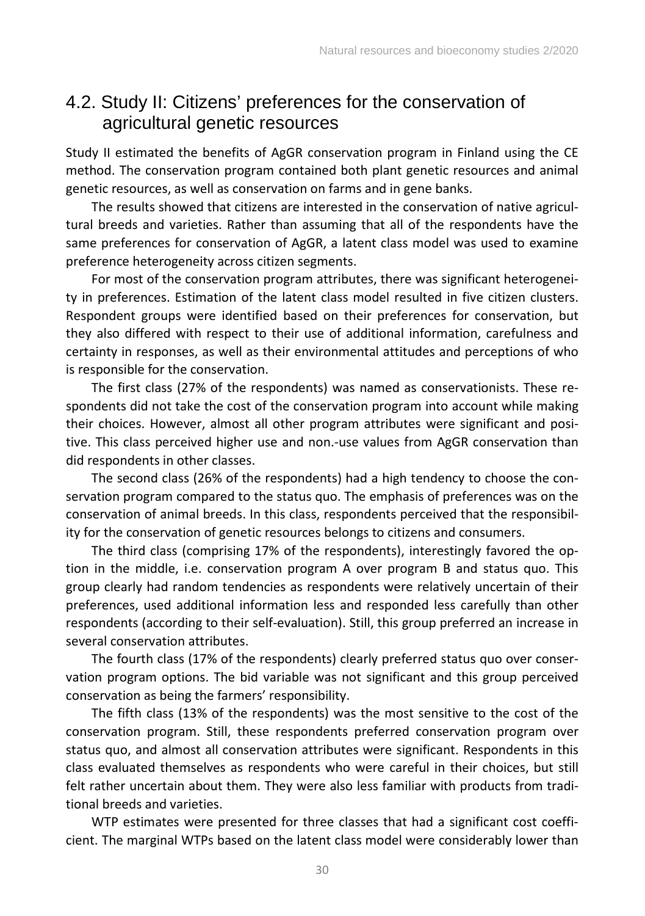## 4.2. Study II: Citizens' preferences for the conservation of agricultural genetic resources

Study II estimated the benefits of AgGR conservation program in Finland using the CE method. The conservation program contained both plant genetic resources and animal genetic resources, as well as conservation on farms and in gene banks.

The results showed that citizens are interested in the conservation of native agricultural breeds and varieties. Rather than assuming that all of the respondents have the same preferences for conservation of AgGR, a latent class model was used to examine preference heterogeneity across citizen segments.

For most of the conservation program attributes, there was significant heterogeneity in preferences. Estimation of the latent class model resulted in five citizen clusters. Respondent groups were identified based on their preferences for conservation, but they also differed with respect to their use of additional information, carefulness and certainty in responses, as well as their environmental attitudes and perceptions of who is responsible for the conservation.

The first class (27% of the respondents) was named as conservationists. These respondents did not take the cost of the conservation program into account while making their choices. However, almost all other program attributes were significant and positive. This class perceived higher use and non.-use values from AgGR conservation than did respondents in other classes.

The second class (26% of the respondents) had a high tendency to choose the conservation program compared to the status quo. The emphasis of preferences was on the conservation of animal breeds. In this class, respondents perceived that the responsibility for the conservation of genetic resources belongs to citizens and consumers.

The third class (comprising 17% of the respondents), interestingly favored the option in the middle, i.e. conservation program A over program B and status quo. This group clearly had random tendencies as respondents were relatively uncertain of their preferences, used additional information less and responded less carefully than other respondents (according to their self-evaluation). Still, this group preferred an increase in several conservation attributes.

The fourth class (17% of the respondents) clearly preferred status quo over conservation program options. The bid variable was not significant and this group perceived conservation as being the farmers' responsibility.

The fifth class (13% of the respondents) was the most sensitive to the cost of the conservation program. Still, these respondents preferred conservation program over status quo, and almost all conservation attributes were significant. Respondents in this class evaluated themselves as respondents who were careful in their choices, but still felt rather uncertain about them. They were also less familiar with products from traditional breeds and varieties.

WTP estimates were presented for three classes that had a significant cost coefficient. The marginal WTPs based on the latent class model were considerably lower than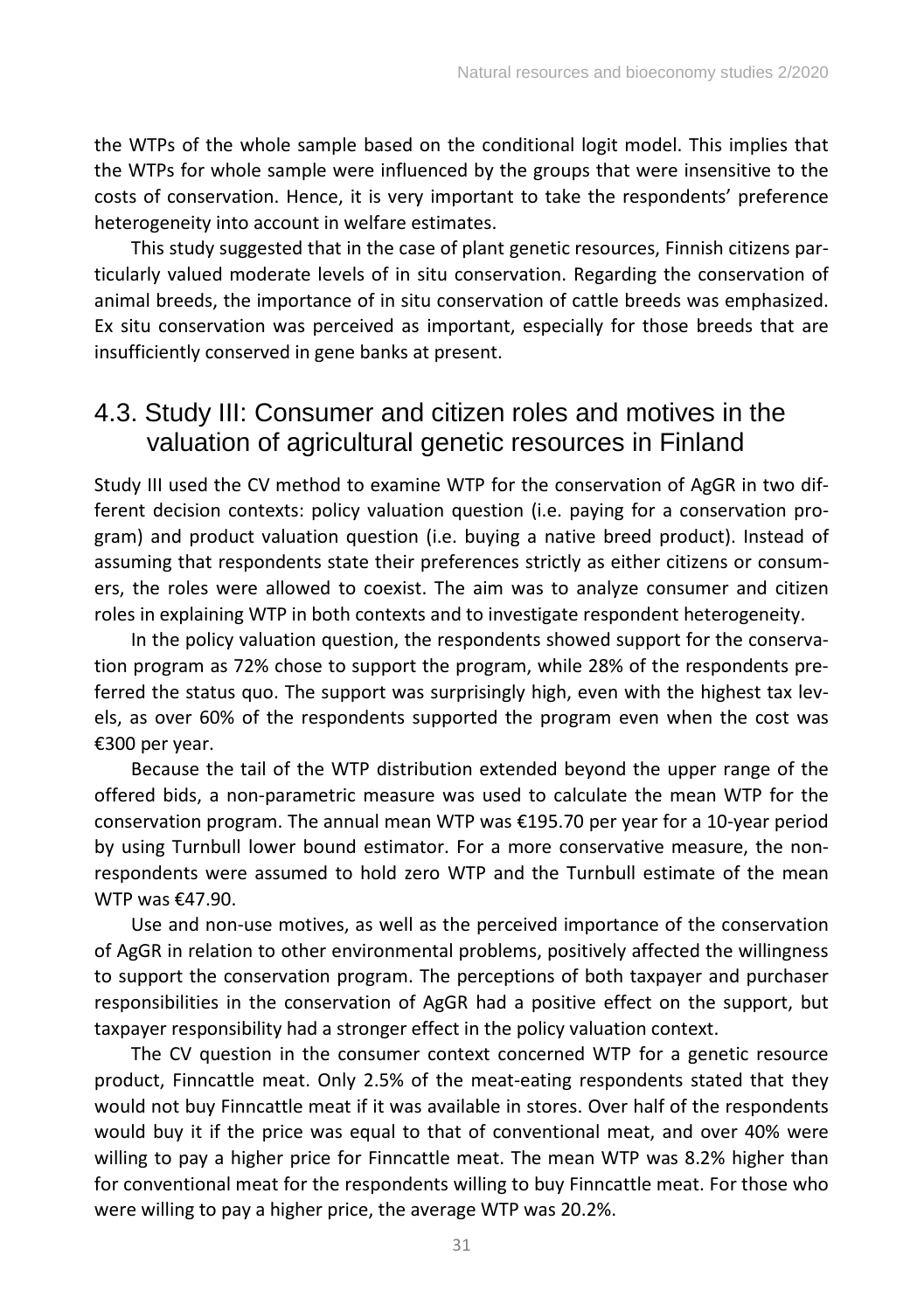the WTPs of the whole sample based on the conditional logit model. This implies that the WTPs for whole sample were influenced by the groups that were insensitive to the costs of conservation. Hence, it is very important to take the respondents' preference heterogeneity into account in welfare estimates.

This study suggested that in the case of plant genetic resources, Finnish citizens particularly valued moderate levels of in situ conservation. Regarding the conservation of animal breeds, the importance of in situ conservation of cattle breeds was emphasized. Ex situ conservation was perceived as important, especially for those breeds that are insufficiently conserved in gene banks at present.

## 4.3. Study III: Consumer and citizen roles and motives in the valuation of agricultural genetic resources in Finland

Study III used the CV method to examine WTP for the conservation of AgGR in two different decision contexts: policy valuation question (i.e. paying for a conservation program) and product valuation question (i.e. buying a native breed product). Instead of assuming that respondents state their preferences strictly as either citizens or consumers, the roles were allowed to coexist. The aim was to analyze consumer and citizen roles in explaining WTP in both contexts and to investigate respondent heterogeneity.

In the policy valuation question, the respondents showed support for the conservation program as 72% chose to support the program, while 28% of the respondents preferred the status quo. The support was surprisingly high, even with the highest tax levels, as over 60% of the respondents supported the program even when the cost was €300 per year.

Because the tail of the WTP distribution extended beyond the upper range of the offered bids, a non-parametric measure was used to calculate the mean WTP for the conservation program. The annual mean WTP was €195.70 per year for a 10-year period by using Turnbull lower bound estimator. For a more conservative measure, the non-respondents were assumed to hold zero WTP and the Turnbull estimate of the mean WTP was €47.90.

Use and non-use motives, as well as the perceived importance of the conservation of AgGR in relation to other environmental problems, positively affected the willingness to support the conservation program. The perceptions of both taxpayer and purchaser responsibilities in the conservation of AgGR had a positive effect on the support, but taxpayer responsibility had a stronger effect in the policy valuation context.

The CV question in the consumer context concerned WTP for a genetic resource product, Finncattle meat. Only 2.5% of the meat-eating respondents stated that they would not buy Finncattle meat if it was available in stores. Over half of the respondents would buy it if the price was equal to that of conventional meat, and over 40% were willing to pay a higher price for Finncattle meat. The mean WTP was 8.2% higher than for conventional meat for the respondents willing to buy Finncattle meat. For those who were willing to pay a higher price, the average WTP was 20.2%.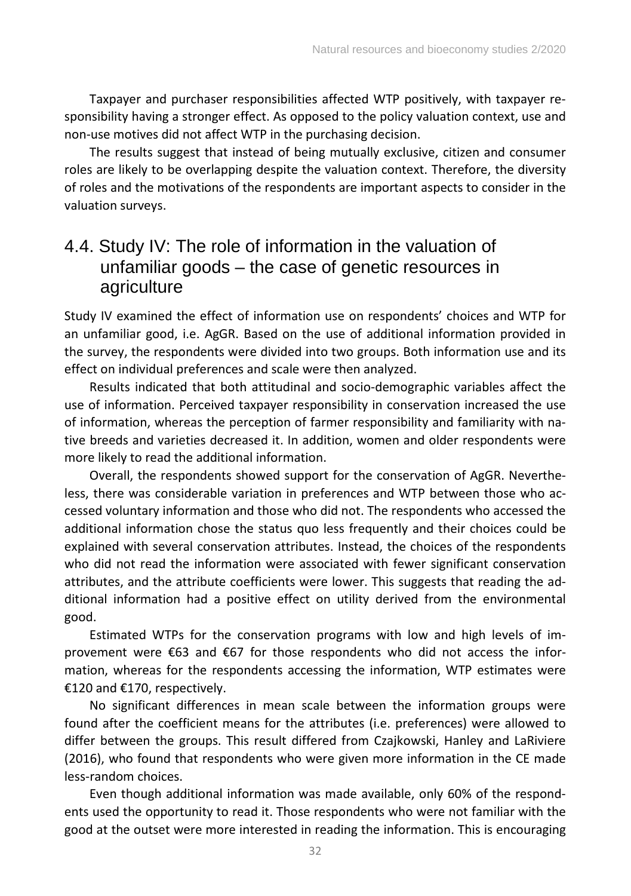Taxpayer and purchaser responsibilities affected WTP positively, with taxpayer responsibility having a stronger effect. As opposed to the policy valuation context, use and non-use motives did not affect WTP in the purchasing decision.

The results suggest that instead of being mutually exclusive, citizen and consumer roles are likely to be overlapping despite the valuation context. Therefore, the diversity of roles and the motivations of the respondents are important aspects to consider in the valuation surveys.

## 4.4. Study IV: The role of information in the valuation of unfamiliar goods – the case of genetic resources in agriculture

Study IV examined the effect of information use on respondents' choices and WTP for an unfamiliar good, i.e. AgGR. Based on the use of additional information provided in the survey, the respondents were divided into two groups. Both information use and its effect on individual preferences and scale were then analyzed.

Results indicated that both attitudinal and socio-demographic variables affect the use of information. Perceived taxpayer responsibility in conservation increased the use of information, whereas the perception of farmer responsibility and familiarity with native breeds and varieties decreased it. In addition, women and older respondents were more likely to read the additional information.

Overall, the respondents showed support for the conservation of AgGR. Nevertheless, there was considerable variation in preferences and WTP between those who accessed voluntary information and those who did not. The respondents who accessed the additional information chose the status quo less frequently and their choices could be explained with several conservation attributes. Instead, the choices of the respondents who did not read the information were associated with fewer significant conservation attributes, and the attribute coefficients were lower. This suggests that reading the additional information had a positive effect on utility derived from the environmental good.

Estimated WTPs for the conservation programs with low and high levels of improvement were €63 and €67 for those respondents who did not access the information, whereas for the respondents accessing the information, WTP estimates were €120 and €170, respectively.

No significant differences in mean scale between the information groups were found after the coefficient means for the attributes (i.e. preferences) were allowed to differ between the groups. This result differed from Czajkowski, Hanley and LaRiviere (2016), who found that respondents who were given more information in the CE made less-random choices.

Even though additional information was made available, only 60% of the respondents used the opportunity to read it. Those respondents who were not familiar with the good at the outset were more interested in reading the information. This is encouraging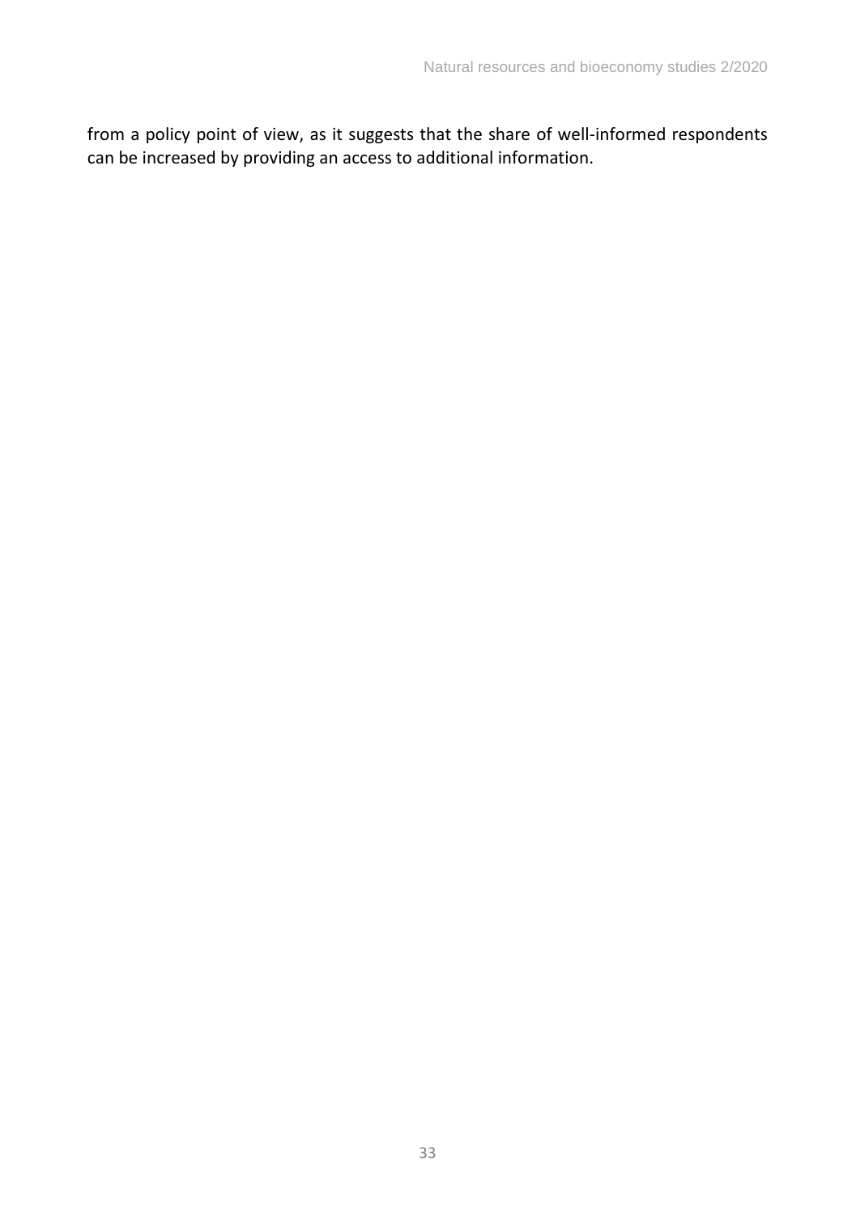from a policy point of view, as it suggests that the share of well-informed respondents can be increased by providing an access to additional information.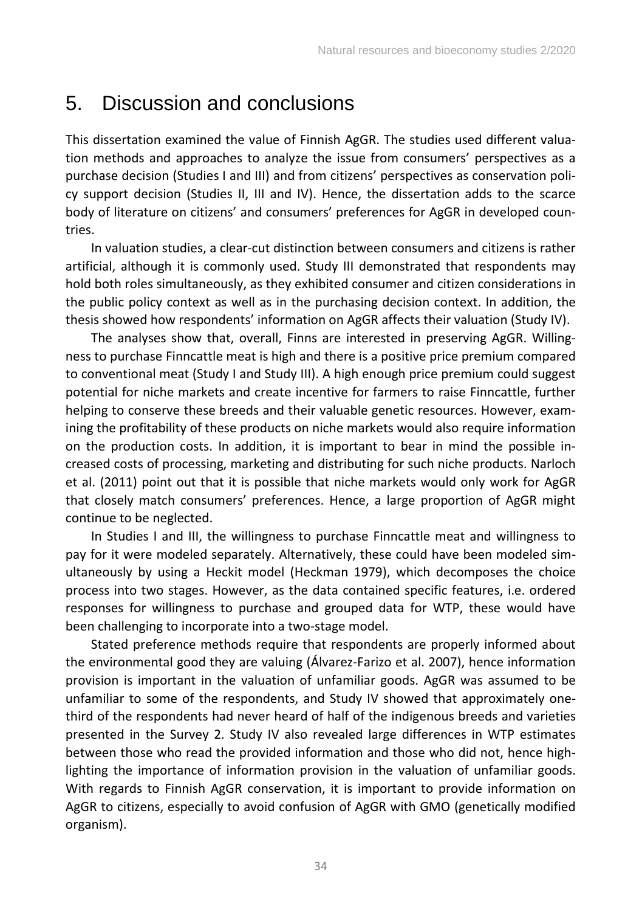# 5. Discussion and conclusions

This dissertation examined the value of Finnish AgGR. The studies used different valuation methods and approaches to analyze the issue from consumers' perspectives as a purchase decision (Studies I and III) and from citizens' perspectives as conservation policy support decision (Studies II, III and IV). Hence, the dissertation adds to the scarce body of literature on citizens' and consumers' preferences for AgGR in developed countries.

In valuation studies, a clear-cut distinction between consumers and citizens is rather artificial, although it is commonly used. Study III demonstrated that respondents may hold both roles simultaneously, as they exhibited consumer and citizen considerations in the public policy context as well as in the purchasing decision context. In addition, the thesis showed how respondents' information on AgGR affects their valuation (Study IV).

The analyses show that, overall, Finns are interested in preserving AgGR. Willingness to purchase Finncattle meat is high and there is a positive price premium compared to conventional meat (Study I and Study III). A high enough price premium could suggest potential for niche markets and create incentive for farmers to raise Finncattle, further helping to conserve these breeds and their valuable genetic resources. However, examining the profitability of these products on niche markets would also require information on the production costs. In addition, it is important to bear in mind the possible increased costs of processing, marketing and distributing for such niche products. Narloch et al. (2011) point out that it is possible that niche markets would only work for AgGR that closely match consumers' preferences. Hence, a large proportion of AgGR might continue to be neglected.

In Studies I and III, the willingness to purchase Finncattle meat and willingness to pay for it were modeled separately. Alternatively, these could have been modeled simultaneously by using a Heckit model (Heckman 1979), which decomposes the choice process into two stages. However, as the data contained specific features, i.e. ordered responses for willingness to purchase and grouped data for WTP, these would have been challenging to incorporate into a two-stage model.

Stated preference methods require that respondents are properly informed about the environmental good they are valuing (Álvarez-Farizo et al. 2007), hence information provision is important in the valuation of unfamiliar goods. AgGR was assumed to be unfamiliar to some of the respondents, and Study IV showed that approximately one-third of the respondents had never heard of half of the indigenous breeds and varieties presented in the Survey 2. Study IV also revealed large differences in WTP estimates between those who read the provided information and those who did not, hence highlighting the importance of information provision in the valuation of unfamiliar goods. With regards to Finnish AgGR conservation, it is important to provide information on AgGR to citizens, especially to avoid confusion of AgGR with GMO (genetically modified organism).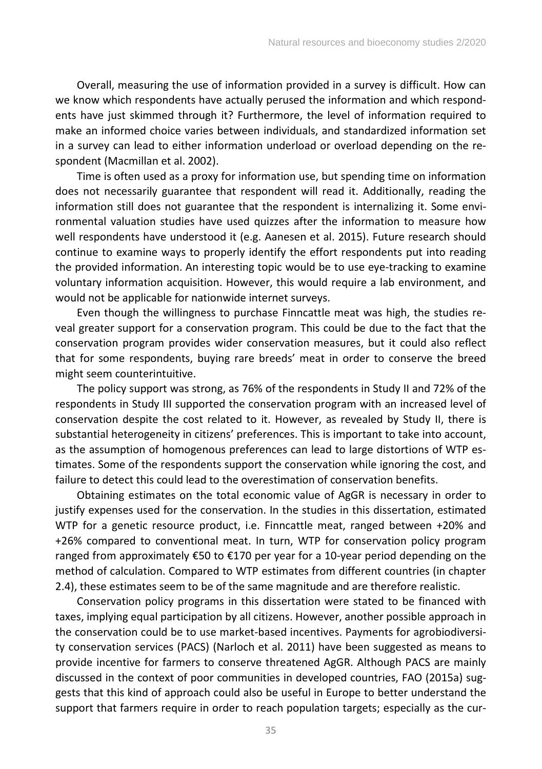Overall, measuring the use of information provided in a survey is difficult. How can we know which respondents have actually perused the information and which respondents have just skimmed through it? Furthermore, the level of information required to make an informed choice varies between individuals, and standardized information set in a survey can lead to either information underload or overload depending on the respondent (Macmillan et al. 2002).

Time is often used as a proxy for information use, but spending time on information does not necessarily guarantee that respondent will read it. Additionally, reading the information still does not guarantee that the respondent is internalizing it. Some environmental valuation studies have used quizzes after the information to measure how well respondents have understood it (e.g. Aanesen et al. 2015). Future research should continue to examine ways to properly identify the effort respondents put into reading the provided information. An interesting topic would be to use eye-tracking to examine voluntary information acquisition. However, this would require a lab environment, and would not be applicable for nationwide internet surveys.

Even though the willingness to purchase Finncattle meat was high, the studies reveal greater support for a conservation program. This could be due to the fact that the conservation program provides wider conservation measures, but it could also reflect that for some respondents, buying rare breeds' meat in order to conserve the breed might seem counterintuitive.

The policy support was strong, as 76% of the respondents in Study II and 72% of the respondents in Study III supported the conservation program with an increased level of conservation despite the cost related to it. However, as revealed by Study II, there is substantial heterogeneity in citizens' preferences. This is important to take into account, as the assumption of homogenous preferences can lead to large distortions of WTP estimates. Some of the respondents support the conservation while ignoring the cost, and failure to detect this could lead to the overestimation of conservation benefits.

Obtaining estimates on the total economic value of AgGR is necessary in order to justify expenses used for the conservation. In the studies in this dissertation, estimated WTP for a genetic resource product, i.e. Finncattle meat, ranged between +20% and +26% compared to conventional meat. In turn, WTP for conservation policy program ranged from approximately €50 to €170 per year for a 10-year period depending on the method of calculation. Compared to WTP estimates from different countries (in chapter 2.4), these estimates seem to be of the same magnitude and are therefore realistic.

Conservation policy programs in this dissertation were stated to be financed with taxes, implying equal participation by all citizens. However, another possible approach in the conservation could be to use market-based incentives. Payments for agrobiodiversity conservation services (PACS) (Narloch et al. 2011) have been suggested as means to provide incentive for farmers to conserve threatened AgGR. Although PACS are mainly discussed in the context of poor communities in developed countries, FAO (2015a) suggests that this kind of approach could also be useful in Europe to better understand the support that farmers require in order to reach population targets; especially as the cur-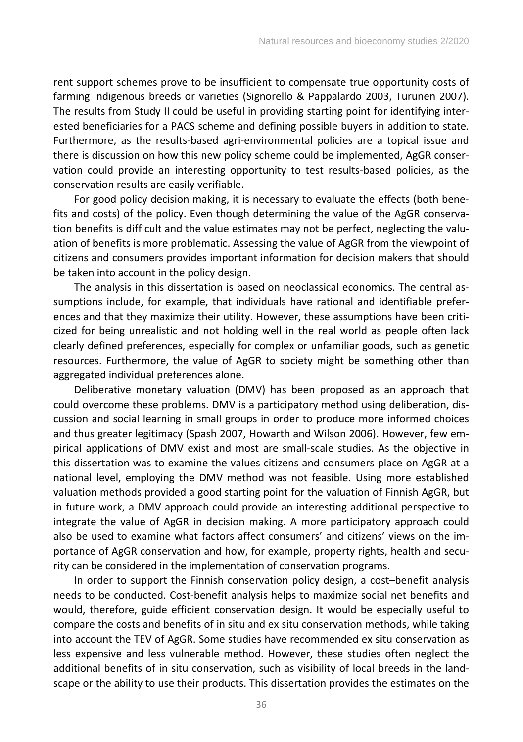rent support schemes prove to be insufficient to compensate true opportunity costs of farming indigenous breeds or varieties (Signorello & Pappalardo 2003, Turunen 2007). The results from Study II could be useful in providing starting point for identifying interested beneficiaries for a PACS scheme and defining possible buyers in addition to state. Furthermore, as the results-based agri-environmental policies are a topical issue and there is discussion on how this new policy scheme could be implemented, AgGR conservation could provide an interesting opportunity to test results-based policies, as the conservation results are easily verifiable.

For good policy decision making, it is necessary to evaluate the effects (both benefits and costs) of the policy. Even though determining the value of the AgGR conservation benefits is difficult and the value estimates may not be perfect, neglecting the valuation of benefits is more problematic. Assessing the value of AgGR from the viewpoint of citizens and consumers provides important information for decision makers that should be taken into account in the policy design.

The analysis in this dissertation is based on neoclassical economics. The central assumptions include, for example, that individuals have rational and identifiable preferences and that they maximize their utility. However, these assumptions have been criticized for being unrealistic and not holding well in the real world as people often lack clearly defined preferences, especially for complex or unfamiliar goods, such as genetic resources. Furthermore, the value of AgGR to society might be something other than aggregated individual preferences alone.

Deliberative monetary valuation (DMV) has been proposed as an approach that could overcome these problems. DMV is a participatory method using deliberation, discussion and social learning in small groups in order to produce more informed choices and thus greater legitimacy (Spash 2007, Howarth and Wilson 2006). However, few empirical applications of DMV exist and most are small-scale studies. As the objective in this dissertation was to examine the values citizens and consumers place on AgGR at a national level, employing the DMV method was not feasible. Using more established valuation methods provided a good starting point for the valuation of Finnish AgGR, but in future work, a DMV approach could provide an interesting additional perspective to integrate the value of AgGR in decision making. A more participatory approach could also be used to examine what factors affect consumers' and citizens' views on the importance of AgGR conservation and how, for example, property rights, health and security can be considered in the implementation of conservation programs.

In order to support the Finnish conservation policy design, a cost–benefit analysis needs to be conducted. Cost-benefit analysis helps to maximize social net benefits and would, therefore, guide efficient conservation design. It would be especially useful to compare the costs and benefits of in situ and ex situ conservation methods, while taking into account the TEV of AgGR. Some studies have recommended ex situ conservation as less expensive and less vulnerable method. However, these studies often neglect the additional benefits of in situ conservation, such as visibility of local breeds in the landscape or the ability to use their products. This dissertation provides the estimates on the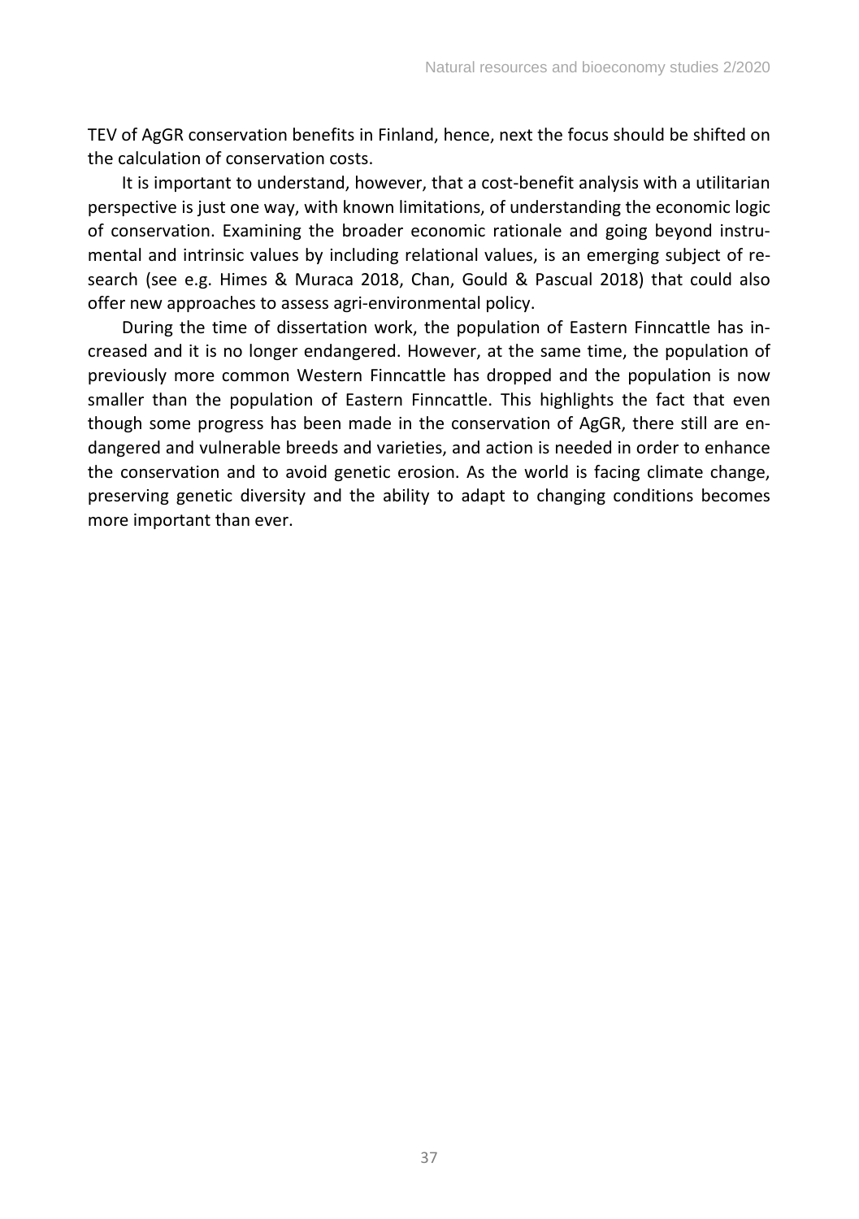TEV of AgGR conservation benefits in Finland, hence, next the focus should be shifted on the calculation of conservation costs.

It is important to understand, however, that a cost-benefit analysis with a utilitarian perspective is just one way, with known limitations, of understanding the economic logic of conservation. Examining the broader economic rationale and going beyond instrumental and intrinsic values by including relational values, is an emerging subject of research (see e.g. Himes & Muraca 2018, Chan, Gould & Pascual 2018) that could also offer new approaches to assess agri-environmental policy.

During the time of dissertation work, the population of Eastern Finncattle has increased and it is no longer endangered. However, at the same time, the population of previously more common Western Finncattle has dropped and the population is now smaller than the population of Eastern Finncattle. This highlights the fact that even though some progress has been made in the conservation of AgGR, there still are endangered and vulnerable breeds and varieties, and action is needed in order to enhance the conservation and to avoid genetic erosion. As the world is facing climate change, preserving genetic diversity and the ability to adapt to changing conditions becomes more important than ever.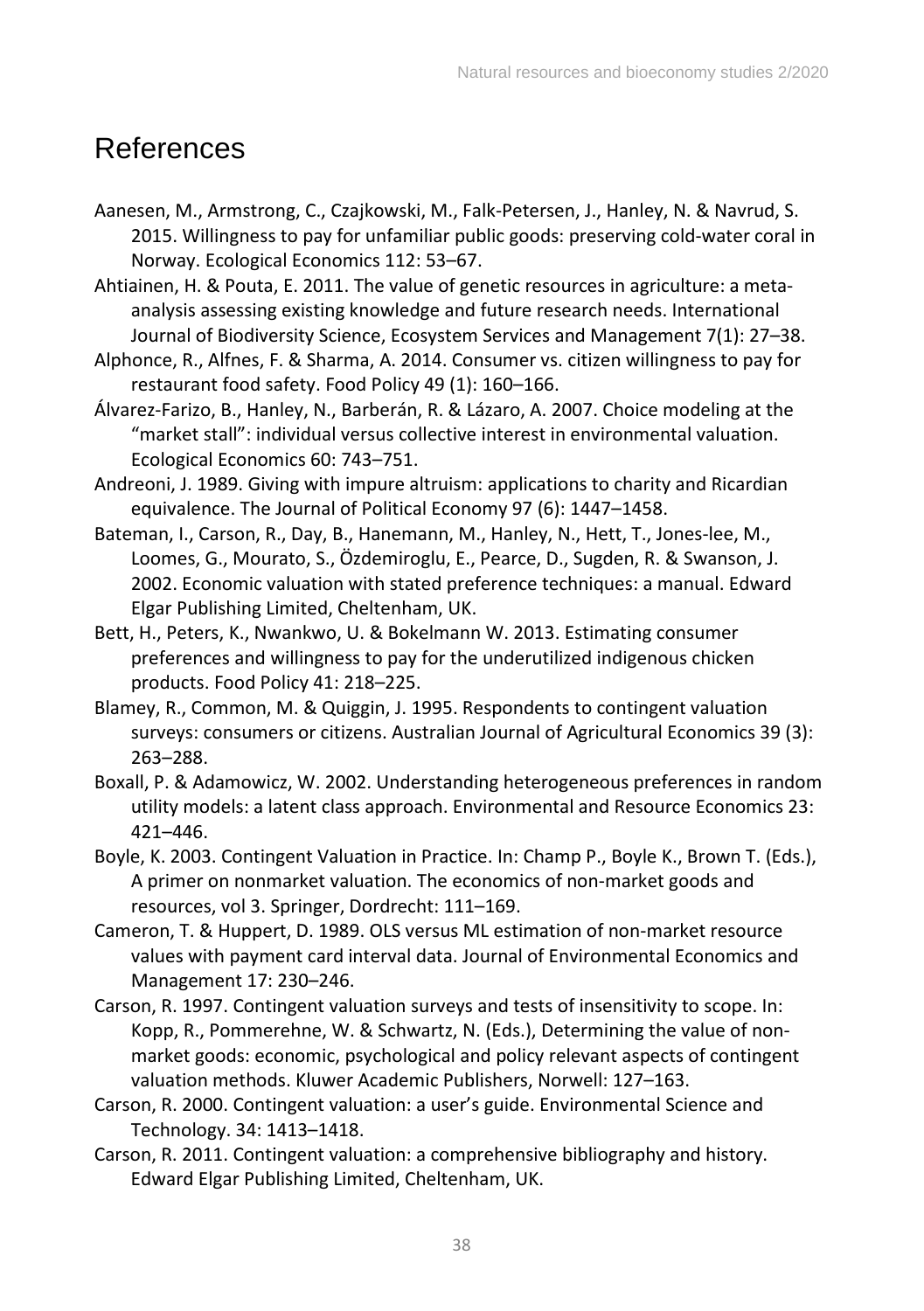# References

Aanesen, M., Armstrong, C., Czajkowski, M., Falk-Petersen, J., Hanley, N. & Navrud, S. 2015. Willingness to pay for unfamiliar public goods: preserving cold-water coral in Norway. Ecological Economics 112: 53–67.

Ahtiainen, H. & Pouta, E. 2011. The value of genetic resources in agriculture: a meta-analysis assessing existing knowledge and future research needs. International Journal of Biodiversity Science, Ecosystem Services and Management 7(1): 27–38.

Alphonce, R., Alfnes, F. & Sharma, A. 2014. Consumer vs. citizen willingness to pay for restaurant food safety. Food Policy 49 (1): 160–166.

Álvarez-Farizo, B., Hanley, N., Barberán, R. & Lázaro, A. 2007. Choice modeling at the "market stall": individual versus collective interest in environmental valuation. Ecological Economics 60: 743–751.

Andreoni, J. 1989. Giving with impure altruism: applications to charity and Ricardian equivalence. The Journal of Political Economy 97 (6): 1447–1458.

Bateman, I., Carson, R., Day, B., Hanemann, M., Hanley, N., Hett, T., Jones-lee, M., Loomes, G., Mourato, S., Özdemiroglu, E., Pearce, D., Sugden, R. & Swanson, J. 2002. Economic valuation with stated preference techniques: a manual. Edward Elgar Publishing Limited, Cheltenham, UK.

Bett, H., Peters, K., Nwankwo, U. & Bokelmann W. 2013. Estimating consumer preferences and willingness to pay for the underutilized indigenous chicken products. Food Policy 41: 218–225.

Blamey, R., Common, M. & Quiggin, J. 1995. Respondents to contingent valuation surveys: consumers or citizens. Australian Journal of Agricultural Economics 39 (3): 263–288.

Boxall, P. & Adamowicz, W. 2002. Understanding heterogeneous preferences in random utility models: a latent class approach. Environmental and Resource Economics 23: 421–446.

Boyle, K. 2003. Contingent Valuation in Practice. In: Champ P., Boyle K., Brown T. (Eds.), A primer on nonmarket valuation. The economics of non-market goods and resources, vol 3. Springer, Dordrecht: 111–169.

Cameron, T. & Huppert, D. 1989. OLS versus ML estimation of non-market resource values with payment card interval data. Journal of Environmental Economics and Management 17: 230–246.

Carson, R. 1997. Contingent valuation surveys and tests of insensitivity to scope. In: Kopp, R., Pommerehne, W. & Schwartz, N. (Eds.), Determining the value of non-market goods: economic, psychological and policy relevant aspects of contingent valuation methods. Kluwer Academic Publishers, Norwell: 127–163.

Carson, R. 2000. Contingent valuation: a user's guide. Environmental Science and Technology. 34: 1413–1418.

Carson, R. 2011. Contingent valuation: a comprehensive bibliography and history. Edward Elgar Publishing Limited, Cheltenham, UK.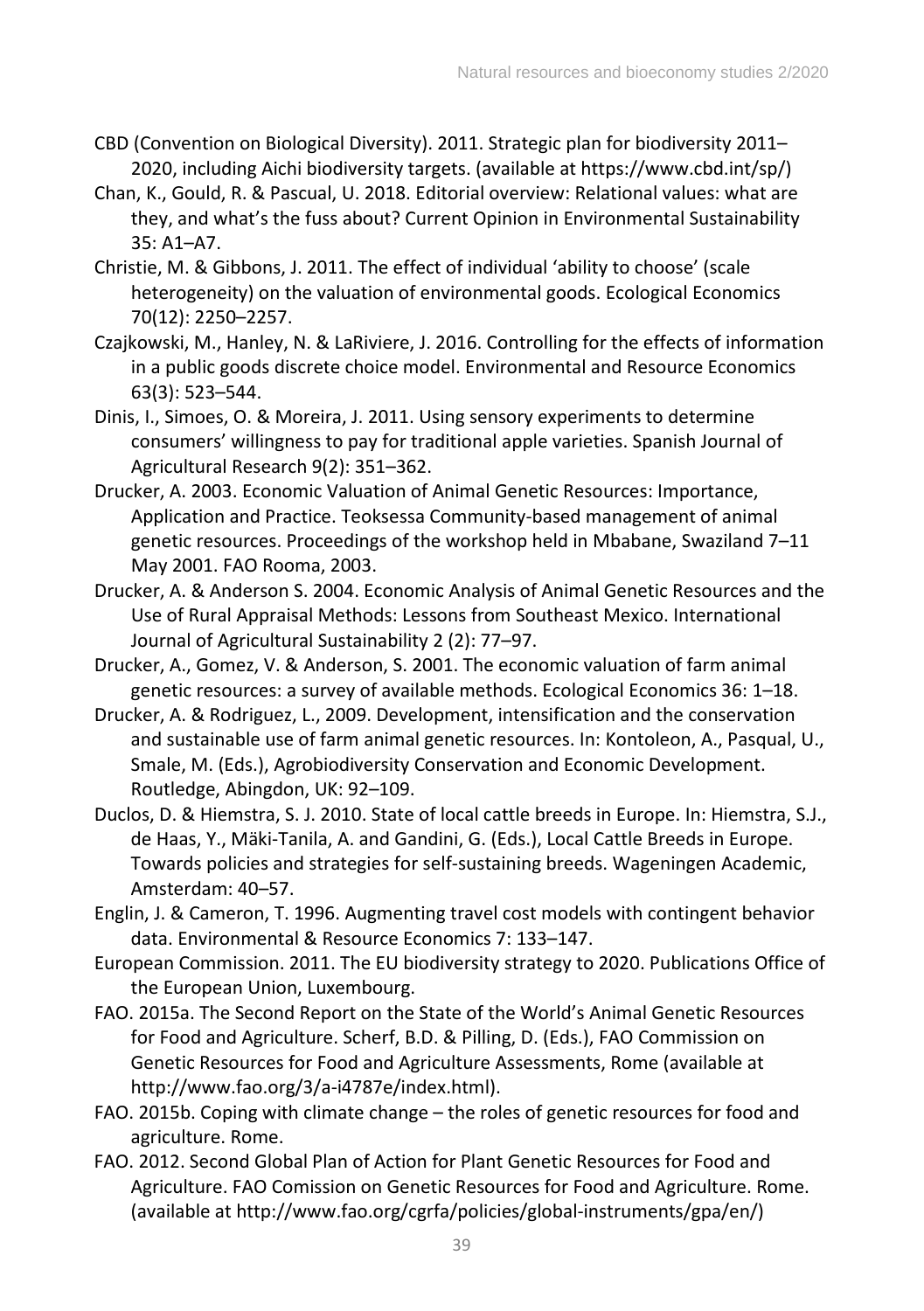CBD (Convention on Biological Diversity). 2011. Strategic plan for biodiversity 2011–2020, including Aichi biodiversity targets. (available at https://www.cbd.int/sp/)

Chan, K., Gould, R. & Pascual, U. 2018. Editorial overview: Relational values: what are they, and what's the fuss about? Current Opinion in Environmental Sustainability 35: A1–A7.

Christie, M. & Gibbons, J. 2011. The effect of individual 'ability to choose' (scale heterogeneity) on the valuation of environmental goods. Ecological Economics 70(12): 2250–2257.

Czajkowski, M., Hanley, N. & LaRiviere, J. 2016. Controlling for the effects of information in a public goods discrete choice model. Environmental and Resource Economics 63(3): 523–544.

Dinis, I., Simoes, O. & Moreira, J. 2011. Using sensory experiments to determine consumers' willingness to pay for traditional apple varieties. Spanish Journal of Agricultural Research 9(2): 351–362.

Drucker, A. 2003. Economic Valuation of Animal Genetic Resources: Importance, Application and Practice. Teoksessa Community-based management of animal genetic resources. Proceedings of the workshop held in Mbabane, Swaziland 7–11 May 2001. FAO Rooma, 2003.

Drucker, A. & Anderson S. 2004. Economic Analysis of Animal Genetic Resources and the Use of Rural Appraisal Methods: Lessons from Southeast Mexico. International Journal of Agricultural Sustainability 2 (2): 77–97.

Drucker, A., Gomez, V. & Anderson, S. 2001. The economic valuation of farm animal genetic resources: a survey of available methods. Ecological Economics 36: 1–18.

Drucker, A. & Rodriguez, L., 2009. Development, intensification and the conservation and sustainable use of farm animal genetic resources. In: Kontoleon, A., Pasqual, U., Smale, M. (Eds.), Agrobiodiversity Conservation and Economic Development. Routledge, Abingdon, UK: 92–109.

Duclos, D. & Hiemstra, S. J. 2010. State of local cattle breeds in Europe. In: Hiemstra, S.J., de Haas, Y., Mäki-Tanila, A. and Gandini, G. (Eds.), Local Cattle Breeds in Europe. Towards policies and strategies for self-sustaining breeds. Wageningen Academic, Amsterdam: 40–57.

Englin, J. & Cameron, T. 1996. Augmenting travel cost models with contingent behavior data. Environmental & Resource Economics 7: 133–147.

European Commission. 2011. The EU biodiversity strategy to 2020. Publications Office of the European Union, Luxembourg.

FAO. 2015a. The Second Report on the State of the World's Animal Genetic Resources for Food and Agriculture. Scherf, B.D. & Pilling, D. (Eds.), FAO Commission on Genetic Resources for Food and Agriculture Assessments, Rome (available at http://www.fao.org/3/a-i4787e/index.html).

FAO. 2015b. Coping with climate change – the roles of genetic resources for food and agriculture. Rome.

FAO. 2012. Second Global Plan of Action for Plant Genetic Resources for Food and Agriculture. FAO Comission on Genetic Resources for Food and Agriculture. Rome. (available at http://www.fao.org/cgrfa/policies/global-instruments/gpa/en/)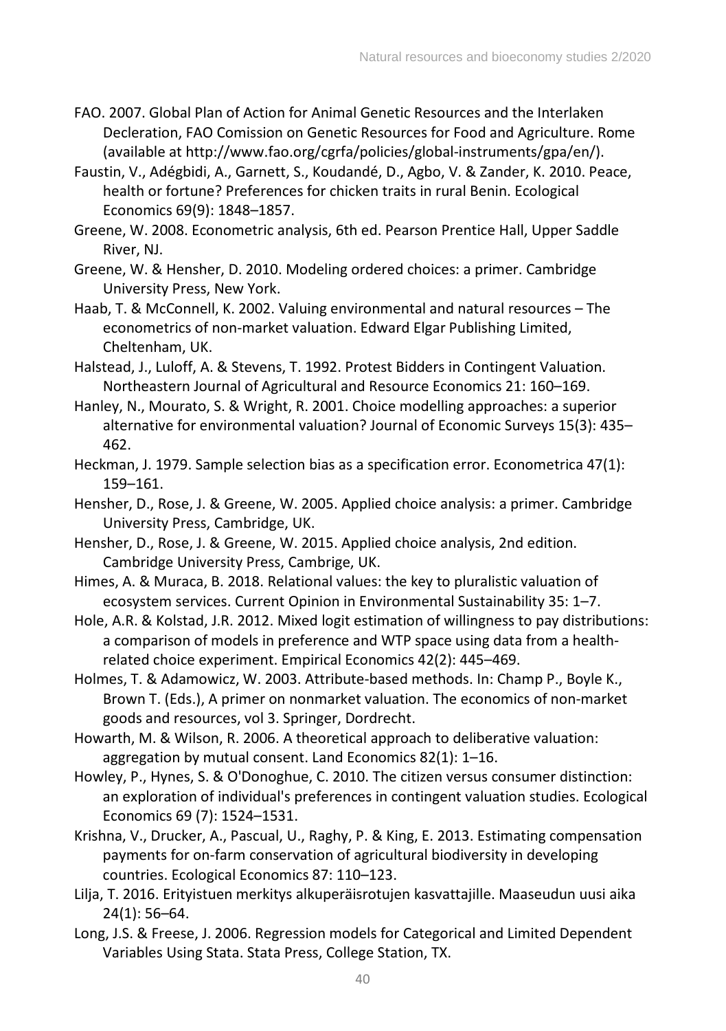FAO. 2007. Global Plan of Action for Animal Genetic Resources and the Interlaken Decleration, FAO Comission on Genetic Resources for Food and Agriculture. Rome (available at http://www.fao.org/cgrfa/policies/global-instruments/gpa/en/).

Faustin, V., Adégbidi, A., Garnett, S., Koudandé, D., Agbo, V. & Zander, K. 2010. Peace, health or fortune? Preferences for chicken traits in rural Benin. Ecological Economics 69(9): 1848–1857.

Greene, W. 2008. Econometric analysis, 6th ed. Pearson Prentice Hall, Upper Saddle River, NJ.

Greene, W. & Hensher, D. 2010. Modeling ordered choices: a primer. Cambridge University Press, New York.

Haab, T. & McConnell, K. 2002. Valuing environmental and natural resources – The econometrics of non-market valuation. Edward Elgar Publishing Limited, Cheltenham, UK.

Halstead, J., Luloff, A. & Stevens, T. 1992. Protest Bidders in Contingent Valuation. Northeastern Journal of Agricultural and Resource Economics 21: 160–169.

Hanley, N., Mourato, S. & Wright, R. 2001. Choice modelling approaches: a superior alternative for environmental valuation? Journal of Economic Surveys 15(3): 435–462.

Heckman, J. 1979. Sample selection bias as a specification error. Econometrica 47(1): 159–161.

Hensher, D., Rose, J. & Greene, W. 2005. Applied choice analysis: a primer. Cambridge University Press, Cambridge, UK.

Hensher, D., Rose, J. & Greene, W. 2015. Applied choice analysis, 2nd edition. Cambridge University Press, Cambrige, UK.

Himes, A. & Muraca, B. 2018. Relational values: the key to pluralistic valuation of ecosystem services. Current Opinion in Environmental Sustainability 35: 1–7.

Hole, A.R. & Kolstad, J.R. 2012. Mixed logit estimation of willingness to pay distributions: a comparison of models in preference and WTP space using data from a health-related choice experiment. Empirical Economics 42(2): 445–469.

Holmes, T. & Adamowicz, W. 2003. Attribute-based methods. In: Champ P., Boyle K., Brown T. (Eds.), A primer on nonmarket valuation. The economics of non-market goods and resources, vol 3. Springer, Dordrecht.

Howarth, M. & Wilson, R. 2006. A theoretical approach to deliberative valuation: aggregation by mutual consent. Land Economics 82(1): 1–16.

Howley, P., Hynes, S. & O'Donoghue, C. 2010. The citizen versus consumer distinction: an exploration of individual's preferences in contingent valuation studies. Ecological Economics 69 (7): 1524–1531.

Krishna, V., Drucker, A., Pascual, U., Raghy, P. & King, E. 2013. Estimating compensation payments for on-farm conservation of agricultural biodiversity in developing countries. Ecological Economics 87: 110–123.

Lilja, T. 2016. Erityistuen merkitys alkuperäisrotujen kasvattajille. Maaseudun uusi aika 24(1): 56–64.

Long, J.S. & Freese, J. 2006. Regression models for Categorical and Limited Dependent Variables Using Stata. Stata Press, College Station, TX.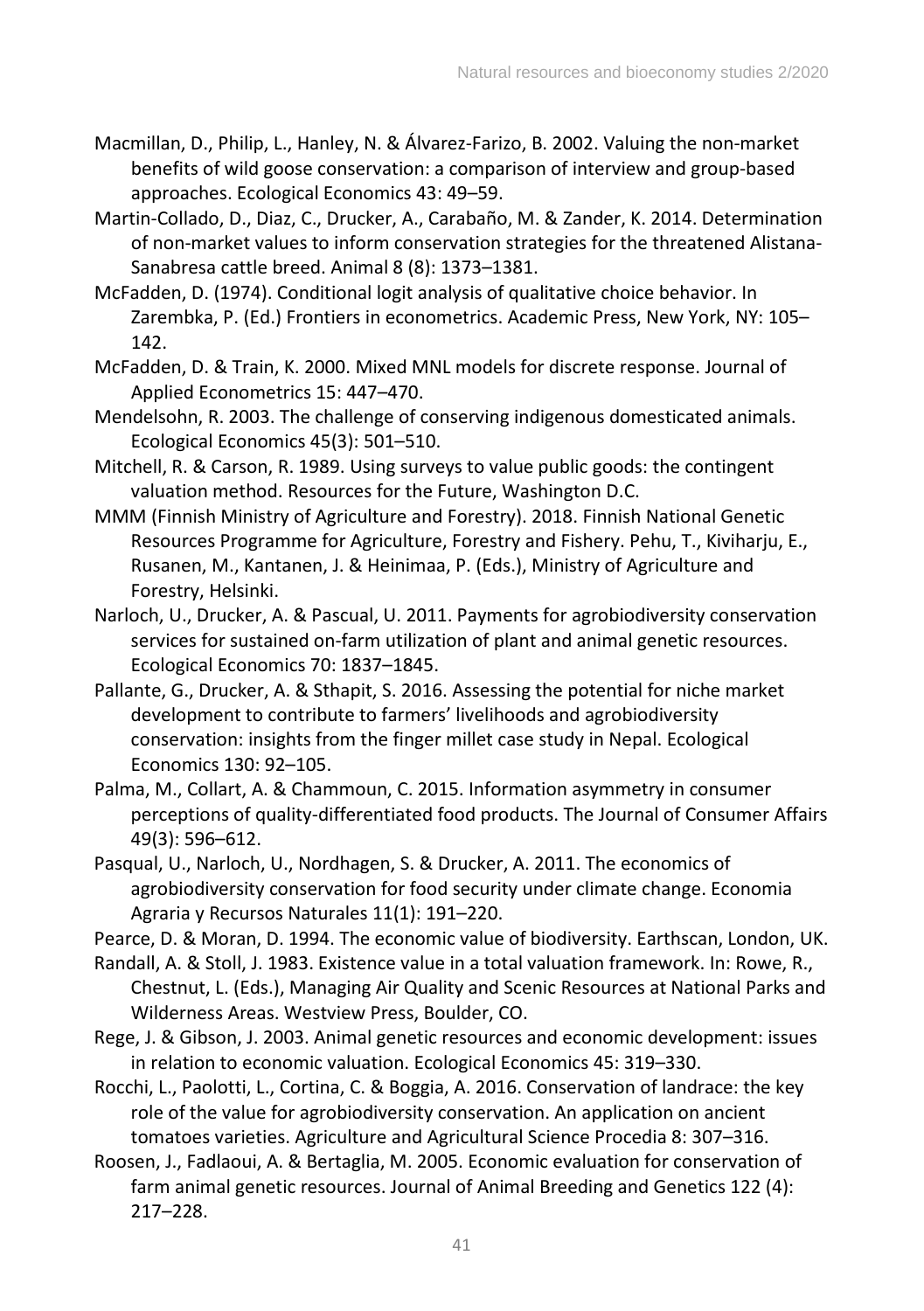Macmillan, D., Philip, L., Hanley, N. & Álvarez-Farizo, B. 2002. Valuing the non-market benefits of wild goose conservation: a comparison of interview and group-based approaches. Ecological Economics 43: 49–59.

Martin-Collado, D., Diaz, C., Drucker, A., Carabaño, M. & Zander, K. 2014. Determination of non-market values to inform conservation strategies for the threatened Alistana-Sanabresa cattle breed. Animal 8 (8): 1373–1381.

McFadden, D. (1974). Conditional logit analysis of qualitative choice behavior. In Zarembka, P. (Ed.) Frontiers in econometrics. Academic Press, New York, NY: 105–142.

McFadden, D. & Train, K. 2000. Mixed MNL models for discrete response. Journal of Applied Econometrics 15: 447–470.

Mendelsohn, R. 2003. The challenge of conserving indigenous domesticated animals. Ecological Economics 45(3): 501–510.

Mitchell, R. & Carson, R. 1989. Using surveys to value public goods: the contingent valuation method. Resources for the Future, Washington D.C.

MMM (Finnish Ministry of Agriculture and Forestry). 2018. Finnish National Genetic Resources Programme for Agriculture, Forestry and Fishery. Pehu, T., Kiviharju, E., Rusanen, M., Kantanen, J. & Heinimaa, P. (Eds.), Ministry of Agriculture and Forestry, Helsinki.

Narloch, U., Drucker, A. & Pascual, U. 2011. Payments for agrobiodiversity conservation services for sustained on-farm utilization of plant and animal genetic resources. Ecological Economics 70: 1837–1845.

Pallante, G., Drucker, A. & Sthapit, S. 2016. Assessing the potential for niche market development to contribute to farmers' livelihoods and agrobiodiversity conservation: insights from the finger millet case study in Nepal. Ecological Economics 130: 92–105.

Palma, M., Collart, A. & Chammoun, C. 2015. Information asymmetry in consumer perceptions of quality-differentiated food products. The Journal of Consumer Affairs 49(3): 596–612.

Pasqual, U., Narloch, U., Nordhagen, S. & Drucker, A. 2011. The economics of agrobiodiversity conservation for food security under climate change. Economia Agraria y Recursos Naturales 11(1): 191–220.

Pearce, D. & Moran, D. 1994. The economic value of biodiversity. Earthscan, London, UK.

Randall, A. & Stoll, J. 1983. Existence value in a total valuation framework. In: Rowe, R., Chestnut, L. (Eds.), Managing Air Quality and Scenic Resources at National Parks and Wilderness Areas. Westview Press, Boulder, CO.

Rege, J. & Gibson, J. 2003. Animal genetic resources and economic development: issues in relation to economic valuation. Ecological Economics 45: 319–330.

Rocchi, L., Paolotti, L., Cortina, C. & Boggia, A. 2016. Conservation of landrace: the key role of the value for agrobiodiversity conservation. An application on ancient tomatoes varieties. Agriculture and Agricultural Science Procedia 8: 307–316.

Roosen, J., Fadlaoui, A. & Bertaglia, M. 2005. Economic evaluation for conservation of farm animal genetic resources. Journal of Animal Breeding and Genetics 122 (4): 217–228.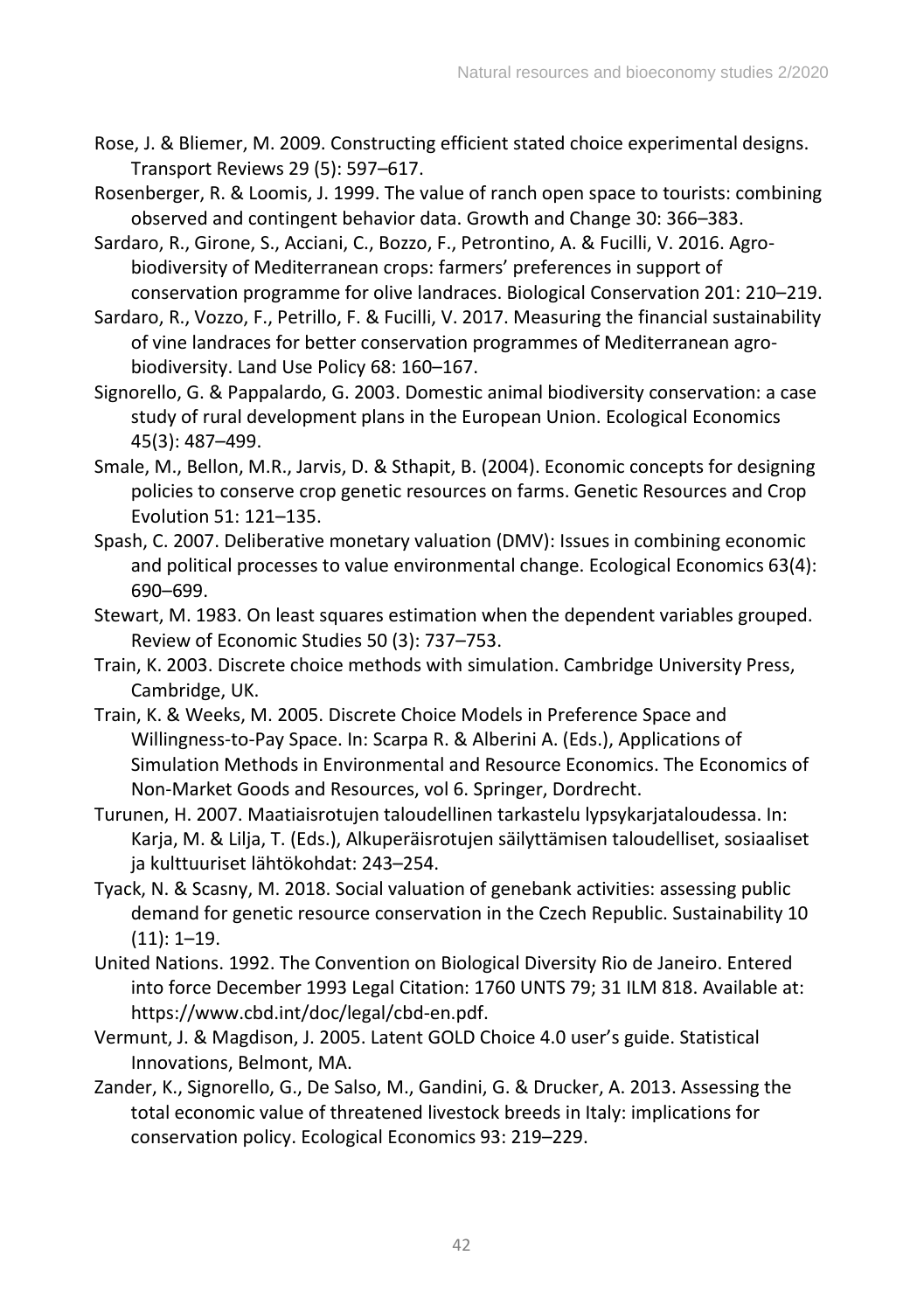Rose, J. & Bliemer, M. 2009. Constructing efficient stated choice experimental designs. Transport Reviews 29 (5): 597–617.

Rosenberger, R. & Loomis, J. 1999. The value of ranch open space to tourists: combining observed and contingent behavior data. Growth and Change 30: 366–383.

Sardaro, R., Girone, S., Acciani, C., Bozzo, F., Petrontino, A. & Fucilli, V. 2016. Agro-biodiversity of Mediterranean crops: farmers' preferences in support of conservation programme for olive landraces. Biological Conservation 201: 210–219.

Sardaro, R., Vozzo, F., Petrillo, F. & Fucilli, V. 2017. Measuring the financial sustainability of vine landraces for better conservation programmes of Mediterranean agro-biodiversity. Land Use Policy 68: 160–167.

Signorello, G. & Pappalardo, G. 2003. Domestic animal biodiversity conservation: a case study of rural development plans in the European Union. Ecological Economics 45(3): 487–499.

Smale, M., Bellon, M.R., Jarvis, D. & Sthapit, B. (2004). Economic concepts for designing policies to conserve crop genetic resources on farms. Genetic Resources and Crop Evolution 51: 121–135.

Spash, C. 2007. Deliberative monetary valuation (DMV): Issues in combining economic and political processes to value environmental change. Ecological Economics 63(4): 690–699.

Stewart, M. 1983. On least squares estimation when the dependent variables grouped. Review of Economic Studies 50 (3): 737–753.

Train, K. 2003. Discrete choice methods with simulation. Cambridge University Press, Cambridge, UK.

Train, K. & Weeks, M. 2005. Discrete Choice Models in Preference Space and Willingness-to-Pay Space. In: Scarpa R. & Alberini A. (Eds.), Applications of Simulation Methods in Environmental and Resource Economics. The Economics of Non-Market Goods and Resources, vol 6. Springer, Dordrecht.

Turunen, H. 2007. Maatiaisrotujen taloudellinen tarkastelu lypsykarjataloudessa. In: Karja, M. & Lilja, T. (Eds.), Alkuperäisrotujen säilyttämisen taloudelliset, sosiaaliset ja kulttuuriset lähtökohdat: 243–254.

Tyack, N. & Scasny, M. 2018. Social valuation of genebank activities: assessing public demand for genetic resource conservation in the Czech Republic. Sustainability 10 (11): 1–19.

United Nations. 1992. The Convention on Biological Diversity Rio de Janeiro. Entered into force December 1993 Legal Citation: 1760 UNTS 79; 31 ILM 818. Available at: https://www.cbd.int/doc/legal/cbd-en.pdf.

Vermunt, J. & Magdison, J. 2005. Latent GOLD Choice 4.0 user's guide. Statistical Innovations, Belmont, MA.

Zander, K., Signorello, G., De Salso, M., Gandini, G. & Drucker, A. 2013. Assessing the total economic value of threatened livestock breeds in Italy: implications for conservation policy. Ecological Economics 93: 219–229.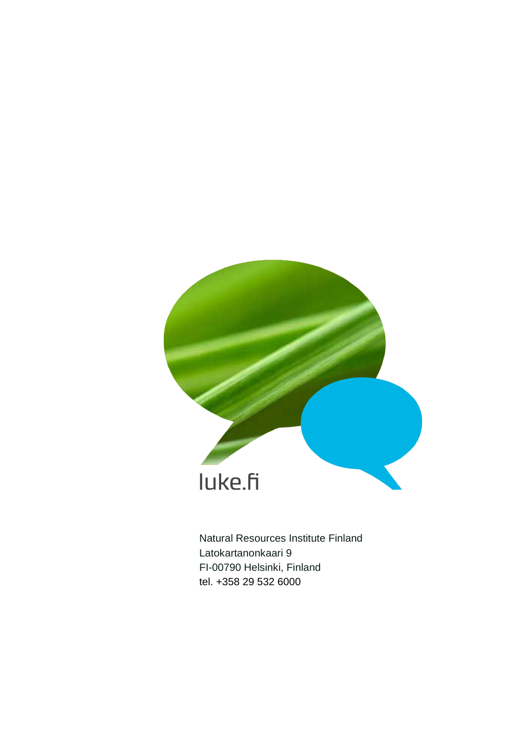luke.fi

Natural Resources Institute Finland
Latokartanonkaari 9
FI-00790 Helsinki, Finland
tel. +358 29 532 6000